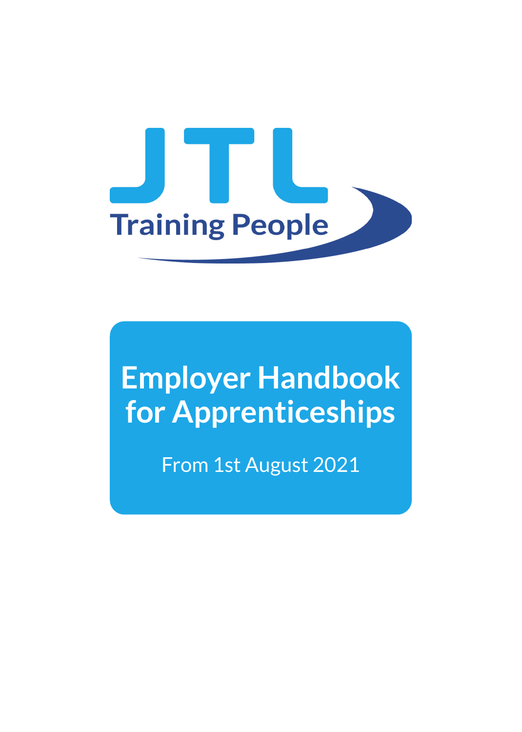JTL

Training People

# Employer Handbook for Apprenticeships

From 1st August 2021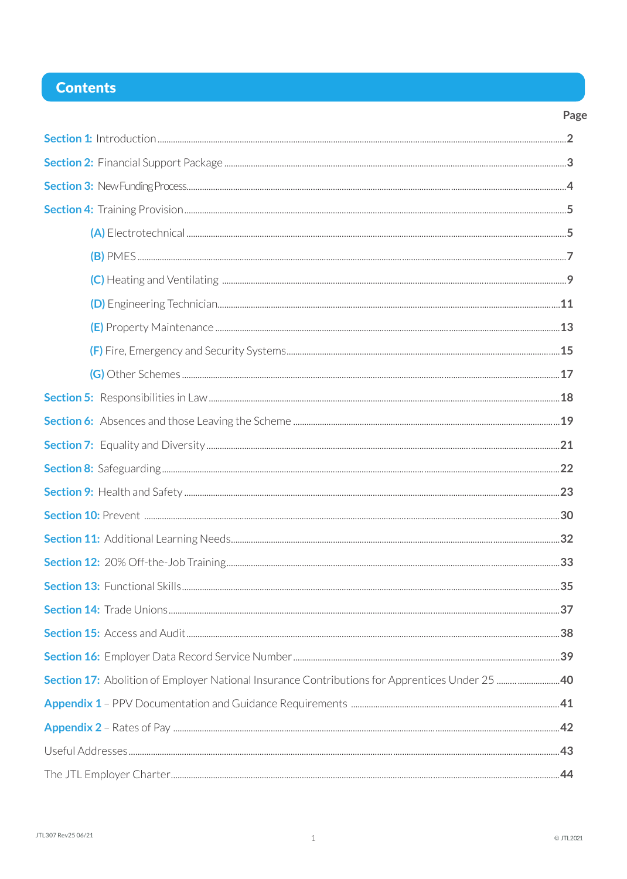# Contents

| | Page |
|---|---|
| **Section 1:** Introduction | 2 |
| **Section 2:** Financial Support Package | 3 |
| **Section 3:** New Funding Process | 4 |
| **Section 4:** Training Provision | 5 |
| **(A)** Electrotechnical | 5 |
| **(B)** PMES | 7 |
| **(C)** Heating and Ventilating | 9 |
| **(D)** Engineering Technician | 11 |
| **(E)** Property Maintenance | 13 |
| **(F)** Fire, Emergency and Security Systems | 15 |
| **(G)** Other Schemes | 17 |
| **Section 5:** Responsibilities in Law | 18 |
| **Section 6:** Absences and those Leaving the Scheme | 19 |
| **Section 7:** Equality and Diversity | 21 |
| **Section 8:** Safeguarding | 22 |
| **Section 9:** Health and Safety | 23 |
| **Section 10:** Prevent | 30 |
| **Section 11:** Additional Learning Needs | 32 |
| **Section 12:** 20% Off-the-Job Training | 33 |
| **Section 13:** Functional Skills | 35 |
| **Section 14:** Trade Unions | 37 |
| **Section 15:** Access and Audit | 38 |
| **Section 16:** Employer Data Record Service Number | 39 |
| **Section 17:** Abolition of Employer National Insurance Contributions for Apprentices Under 25 | 40 |
| **Appendix 1** – PPV Documentation and Guidance Requirements | 41 |
| **Appendix 2** – Rates of Pay | 42 |
| Useful Addresses | 43 |
| The JTL Employer Charter | 44 |

JTL307 Rev25 06/21

© JTL2021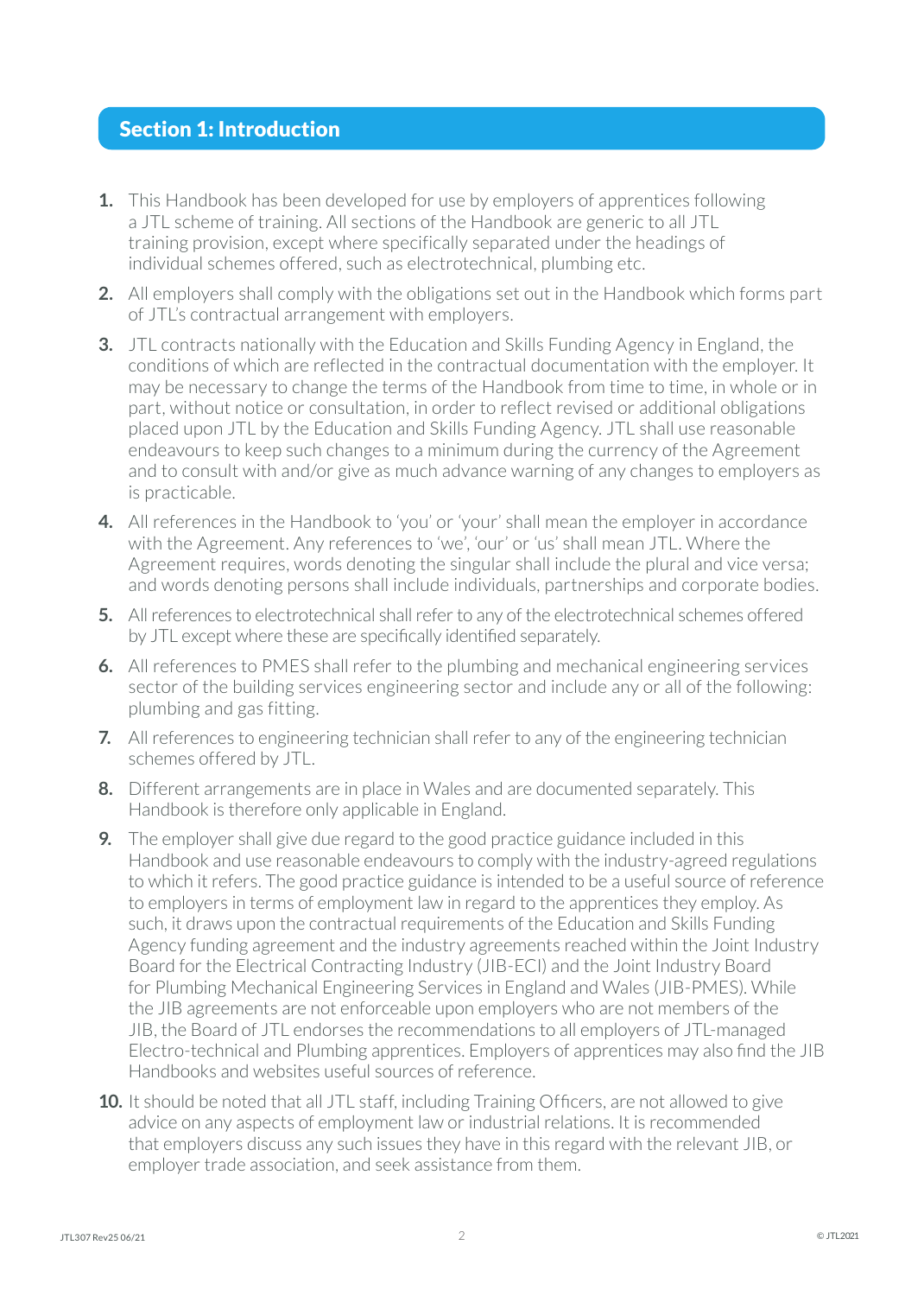## Section 1: Introduction

1. This Handbook has been developed for use by employers of apprentices following a JTL scheme of training. All sections of the Handbook are generic to all JTL training provision, except where specifically separated under the headings of individual schemes offered, such as electrotechnical, plumbing etc.
2. All employers shall comply with the obligations set out in the Handbook which forms part of JTL's contractual arrangement with employers.
3. JTL contracts nationally with the Education and Skills Funding Agency in England, the conditions of which are reflected in the contractual documentation with the employer. It may be necessary to change the terms of the Handbook from time to time, in whole or in part, without notice or consultation, in order to reflect revised or additional obligations placed upon JTL by the Education and Skills Funding Agency. JTL shall use reasonable endeavours to keep such changes to a minimum during the currency of the Agreement and to consult with and/or give as much advance warning of any changes to employers as is practicable.
4. All references in the Handbook to 'you' or 'your' shall mean the employer in accordance with the Agreement. Any references to 'we', 'our' or 'us' shall mean JTL. Where the Agreement requires, words denoting the singular shall include the plural and vice versa; and words denoting persons shall include individuals, partnerships and corporate bodies.
5. All references to electrotechnical shall refer to any of the electrotechnical schemes offered by JTL except where these are specifically identified separately.
6. All references to PMES shall refer to the plumbing and mechanical engineering services sector of the building services engineering sector and include any or all of the following: plumbing and gas fitting.
7. All references to engineering technician shall refer to any of the engineering technician schemes offered by JTL.
8. Different arrangements are in place in Wales and are documented separately. This Handbook is therefore only applicable in England.
9. The employer shall give due regard to the good practice guidance included in this Handbook and use reasonable endeavours to comply with the industry-agreed regulations to which it refers. The good practice guidance is intended to be a useful source of reference to employers in terms of employment law in regard to the apprentices they employ. As such, it draws upon the contractual requirements of the Education and Skills Funding Agency funding agreement and the industry agreements reached within the Joint Industry Board for the Electrical Contracting Industry (JIB-ECI) and the Joint Industry Board for Plumbing Mechanical Engineering Services in England and Wales (JIB-PMES). While the JIB agreements are not enforceable upon employers who are not members of the JIB, the Board of JTL endorses the recommendations to all employers of JTL-managed Electro-technical and Plumbing apprentices. Employers of apprentices may also find the JIB Handbooks and websites useful sources of reference.
10. It should be noted that all JTL staff, including Training Officers, are not allowed to give advice on any aspects of employment law or industrial relations. It is recommended that employers discuss any such issues they have in this regard with the relevant JIB, or employer trade association, and seek assistance from them.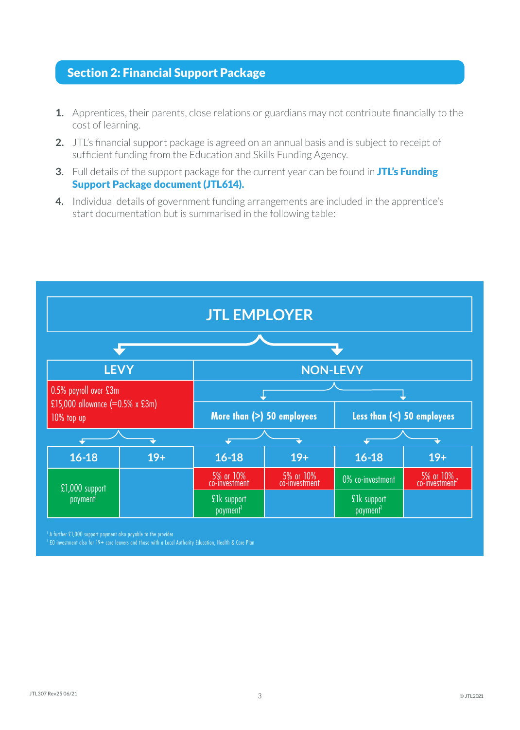## Section 2: Financial Support Package

1. Apprentices, their parents, close relations or guardians may not contribute financially to the cost of learning.
2. JTL's financial support package is agreed on an annual basis and is subject to receipt of sufficient funding from the Education and Skills Funding Agency.
3. Full details of the support package for the current year can be found in **JTL's Funding Support Package document (JTL614).**
4. Individual details of government funding arrangements are included in the apprentice's start documentation but is summarised in the following table:

**JTL EMPLOYER**

| LEVY | | NON-LEVY | | | |
|---|---|---|---|---|---|
| 0.5% payroll over £3m<br>£15,000 allowance (=0.5% x £3m)<br>10% top up | | More than (>) 50 employees | | Less than (<) 50 employees | |
| 16-18 | 19+ | 16-18 | 19+ | 16-18 | 19+ |
| £1,000 support payment[1] | | 5% or 10% co-investment | 5% or 10% co-investment | 0% co-investment | 5% or 10% co-investment[2] |
| | | £1k support payment[1] | | £1k support payment[1] | |

[1] A further £1,000 support payment also payable to the provider
[2] £0 investment also for 19+ care leavers and those with a Local Authority Education, Health & Care Plan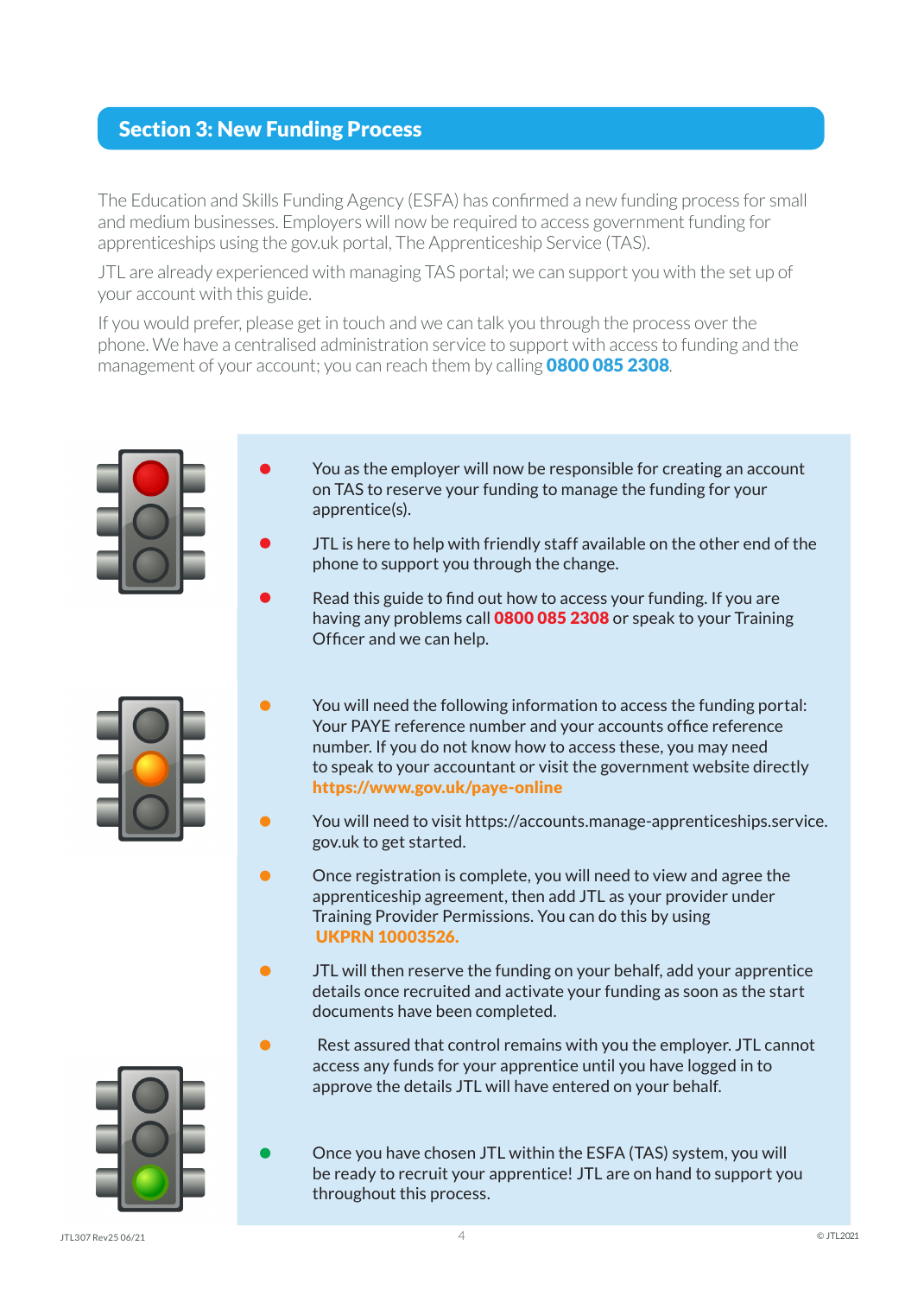## Section 3: New Funding Process

The Education and Skills Funding Agency (ESFA) has confirmed a new funding process for small and medium businesses. Employers will now be required to access government funding for apprenticeships using the gov.uk portal, The Apprenticeship Service (TAS).

JTL are already experienced with managing TAS portal; we can support you with the set up of your account with this guide.

If you would prefer, please get in touch and we can talk you through the process over the phone. We have a centralised administration service to support with access to funding and the management of your account; you can reach them by calling **0800 085 2308**.

- You as the employer will now be responsible for creating an account on TAS to reserve your funding to manage the funding for your apprentice(s).
- JTL is here to help with friendly staff available on the other end of the phone to support you through the change.
- Read this guide to find out how to access your funding. If you are having any problems call **0800 085 2308** or speak to your Training Officer and we can help.

- You will need the following information to access the funding portal: Your PAYE reference number and your accounts office reference number. If you do not know how to access these, you may need to speak to your accountant or visit the government website directly **https://www.gov.uk/paye-online**
- You will need to visit https://accounts.manage-apprenticeships.service.gov.uk to get started.
- Once registration is complete, you will need to view and agree the apprenticeship agreement, then add JTL as your provider under Training Provider Permissions. You can do this by using **UKPRN 10003526.**
- JTL will then reserve the funding on your behalf, add your apprentice details once recruited and activate your funding as soon as the start documents have been completed.
- Rest assured that control remains with you the employer. JTL cannot access any funds for your apprentice until you have logged in to approve the details JTL will have entered on your behalf.

- Once you have chosen JTL within the ESFA (TAS) system, you will be ready to recruit your apprentice! JTL are on hand to support you throughout this process.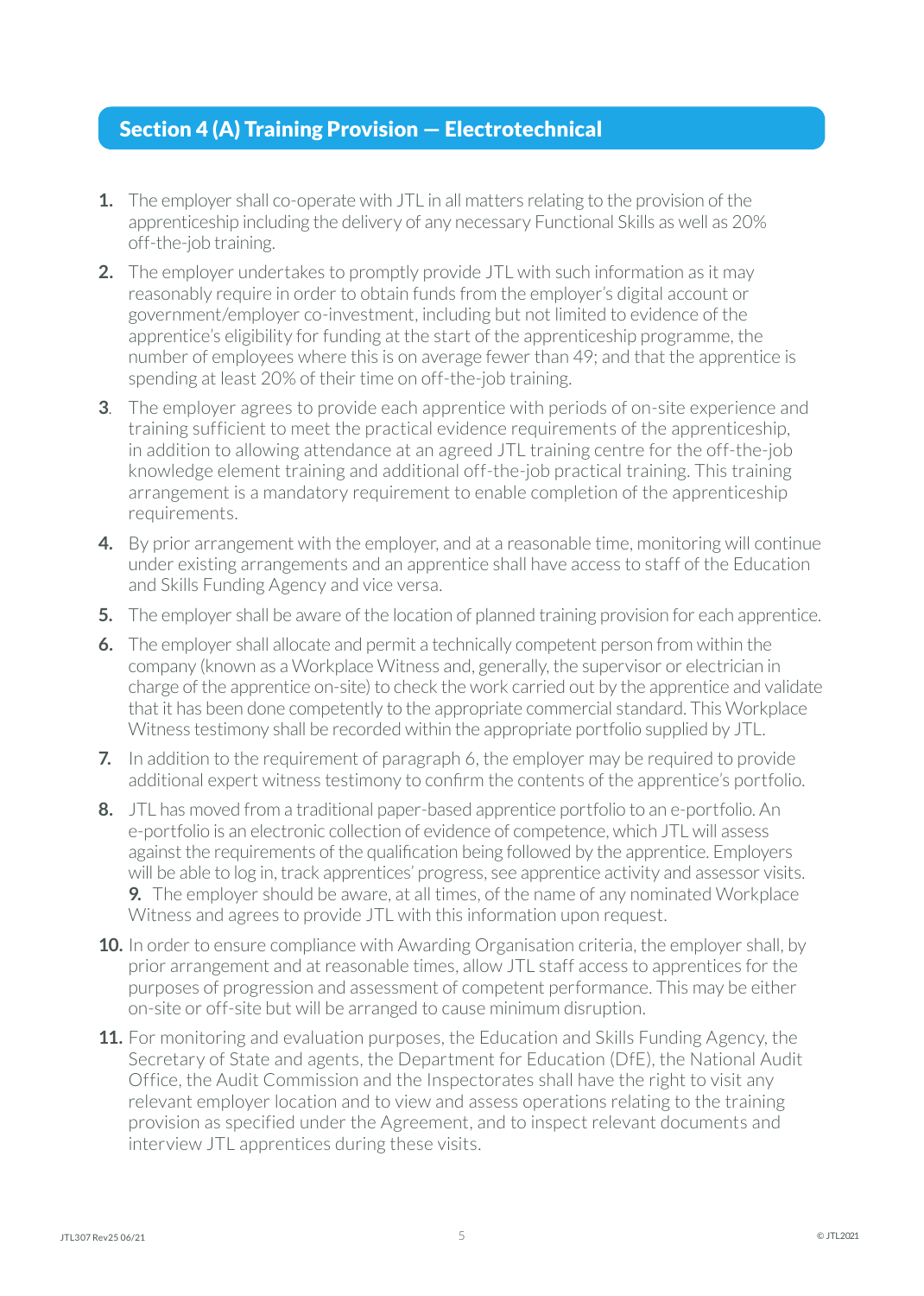## Section 4 (A) Training Provision — Electrotechnical

1. The employer shall co-operate with JTL in all matters relating to the provision of the apprenticeship including the delivery of any necessary Functional Skills as well as 20% off-the-job training.

2. The employer undertakes to promptly provide JTL with such information as it may reasonably require in order to obtain funds from the employer's digital account or government/employer co-investment, including but not limited to evidence of the apprentice's eligibility for funding at the start of the apprenticeship programme, the number of employees where this is on average fewer than 49; and that the apprentice is spending at least 20% of their time on off-the-job training.

3. The employer agrees to provide each apprentice with periods of on-site experience and training sufficient to meet the practical evidence requirements of the apprenticeship, in addition to allowing attendance at an agreed JTL training centre for the off-the-job knowledge element training and additional off-the-job practical training. This training arrangement is a mandatory requirement to enable completion of the apprenticeship requirements.

4. By prior arrangement with the employer, and at a reasonable time, monitoring will continue under existing arrangements and an apprentice shall have access to staff of the Education and Skills Funding Agency and vice versa.

5. The employer shall be aware of the location of planned training provision for each apprentice.

6. The employer shall allocate and permit a technically competent person from within the company (known as a Workplace Witness and, generally, the supervisor or electrician in charge of the apprentice on-site) to check the work carried out by the apprentice and validate that it has been done competently to the appropriate commercial standard. This Workplace Witness testimony shall be recorded within the appropriate portfolio supplied by JTL.

7. In addition to the requirement of paragraph 6, the employer may be required to provide additional expert witness testimony to confirm the contents of the apprentice's portfolio.

8. JTL has moved from a traditional paper-based apprentice portfolio to an e-portfolio. An e-portfolio is an electronic collection of evidence of competence, which JTL will assess against the requirements of the qualification being followed by the apprentice. Employers will be able to log in, track apprentices' progress, see apprentice activity and assessor visits.

9. The employer should be aware, at all times, of the name of any nominated Workplace Witness and agrees to provide JTL with this information upon request.

10. In order to ensure compliance with Awarding Organisation criteria, the employer shall, by prior arrangement and at reasonable times, allow JTL staff access to apprentices for the purposes of progression and assessment of competent performance. This may be either on-site or off-site but will be arranged to cause minimum disruption.

11. For monitoring and evaluation purposes, the Education and Skills Funding Agency, the Secretary of State and agents, the Department for Education (DfE), the National Audit Office, the Audit Commission and the Inspectorates shall have the right to visit any relevant employer location and to view and assess operations relating to the training provision as specified under the Agreement, and to inspect relevant documents and interview JTL apprentices during these visits.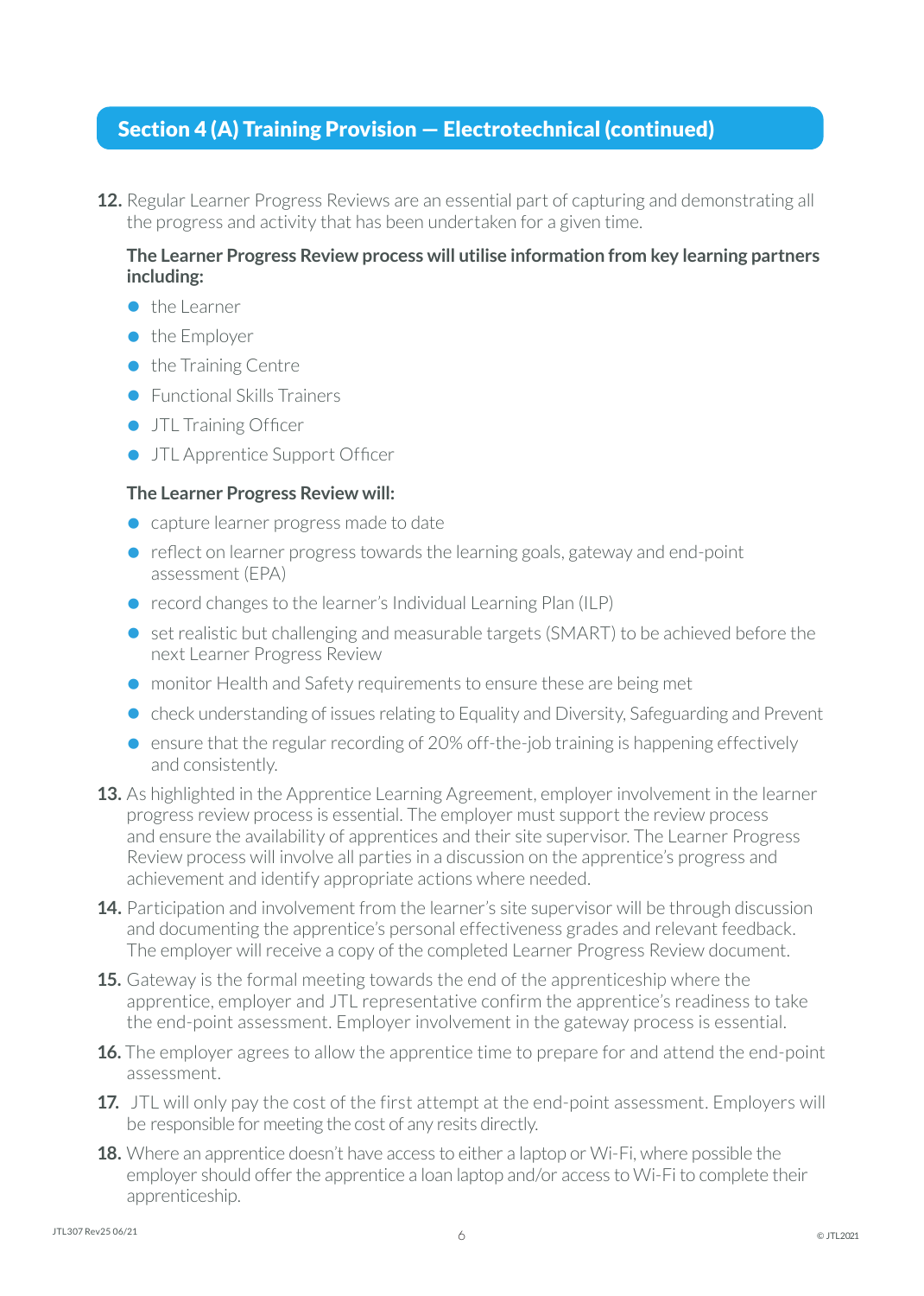## Section 4 (A) Training Provision — Electrotechnical (continued)

12. Regular Learner Progress Reviews are an essential part of capturing and demonstrating all the progress and activity that has been undertaken for a given time.

    **The Learner Progress Review process will utilise information from key learning partners including:**

    - the Learner
    - the Employer
    - the Training Centre
    - Functional Skills Trainers
    - JTL Training Officer
    - JTL Apprentice Support Officer

    **The Learner Progress Review will:**

    - capture learner progress made to date
    - reflect on learner progress towards the learning goals, gateway and end-point assessment (EPA)
    - record changes to the learner's Individual Learning Plan (ILP)
    - set realistic but challenging and measurable targets (SMART) to be achieved before the next Learner Progress Review
    - monitor Health and Safety requirements to ensure these are being met
    - check understanding of issues relating to Equality and Diversity, Safeguarding and Prevent
    - ensure that the regular recording of 20% off-the-job training is happening effectively and consistently.

13. As highlighted in the Apprentice Learning Agreement, employer involvement in the learner progress review process is essential. The employer must support the review process and ensure the availability of apprentices and their site supervisor. The Learner Progress Review process will involve all parties in a discussion on the apprentice's progress and achievement and identify appropriate actions where needed.

14. Participation and involvement from the learner's site supervisor will be through discussion and documenting the apprentice's personal effectiveness grades and relevant feedback. The employer will receive a copy of the completed Learner Progress Review document.

15. Gateway is the formal meeting towards the end of the apprenticeship where the apprentice, employer and JTL representative confirm the apprentice's readiness to take the end-point assessment. Employer involvement in the gateway process is essential.

16. The employer agrees to allow the apprentice time to prepare for and attend the end-point assessment.

17. JTL will only pay the cost of the first attempt at the end-point assessment. Employers will be responsible for meeting the cost of any resits directly.

18. Where an apprentice doesn't have access to either a laptop or Wi-Fi, where possible the employer should offer the apprentice a loan laptop and/or access to Wi-Fi to complete their apprenticeship.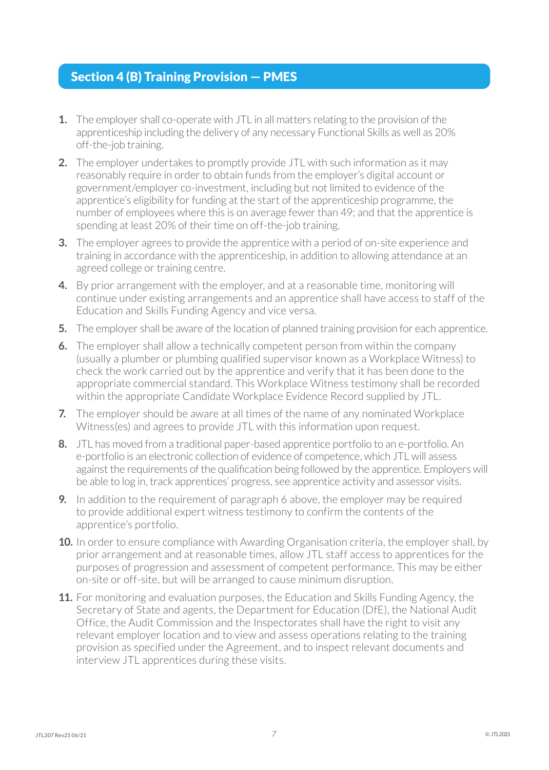## Section 4 (B) Training Provision — PMES

1. The employer shall co-operate with JTL in all matters relating to the provision of the apprenticeship including the delivery of any necessary Functional Skills as well as 20% off-the-job training.
2. The employer undertakes to promptly provide JTL with such information as it may reasonably require in order to obtain funds from the employer's digital account or government/employer co-investment, including but not limited to evidence of the apprentice's eligibility for funding at the start of the apprenticeship programme, the number of employees where this is on average fewer than 49; and that the apprentice is spending at least 20% of their time on off-the-job training.
3. The employer agrees to provide the apprentice with a period of on-site experience and training in accordance with the apprenticeship, in addition to allowing attendance at an agreed college or training centre.
4. By prior arrangement with the employer, and at a reasonable time, monitoring will continue under existing arrangements and an apprentice shall have access to staff of the Education and Skills Funding Agency and vice versa.
5. The employer shall be aware of the location of planned training provision for each apprentice.
6. The employer shall allow a technically competent person from within the company (usually a plumber or plumbing qualified supervisor known as a Workplace Witness) to check the work carried out by the apprentice and verify that it has been done to the appropriate commercial standard. This Workplace Witness testimony shall be recorded within the appropriate Candidate Workplace Evidence Record supplied by JTL.
7. The employer should be aware at all times of the name of any nominated Workplace Witness(es) and agrees to provide JTL with this information upon request.
8. JTL has moved from a traditional paper-based apprentice portfolio to an e-portfolio. An e-portfolio is an electronic collection of evidence of competence, which JTL will assess against the requirements of the qualification being followed by the apprentice. Employers will be able to log in, track apprentices' progress, see apprentice activity and assessor visits.
9. In addition to the requirement of paragraph 6 above, the employer may be required to provide additional expert witness testimony to confirm the contents of the apprentice's portfolio.
10. In order to ensure compliance with Awarding Organisation criteria, the employer shall, by prior arrangement and at reasonable times, allow JTL staff access to apprentices for the purposes of progression and assessment of competent performance. This may be either on-site or off-site, but will be arranged to cause minimum disruption.
11. For monitoring and evaluation purposes, the Education and Skills Funding Agency, the Secretary of State and agents, the Department for Education (DfE), the National Audit Office, the Audit Commission and the Inspectorates shall have the right to visit any relevant employer location and to view and assess operations relating to the training provision as specified under the Agreement, and to inspect relevant documents and interview JTL apprentices during these visits.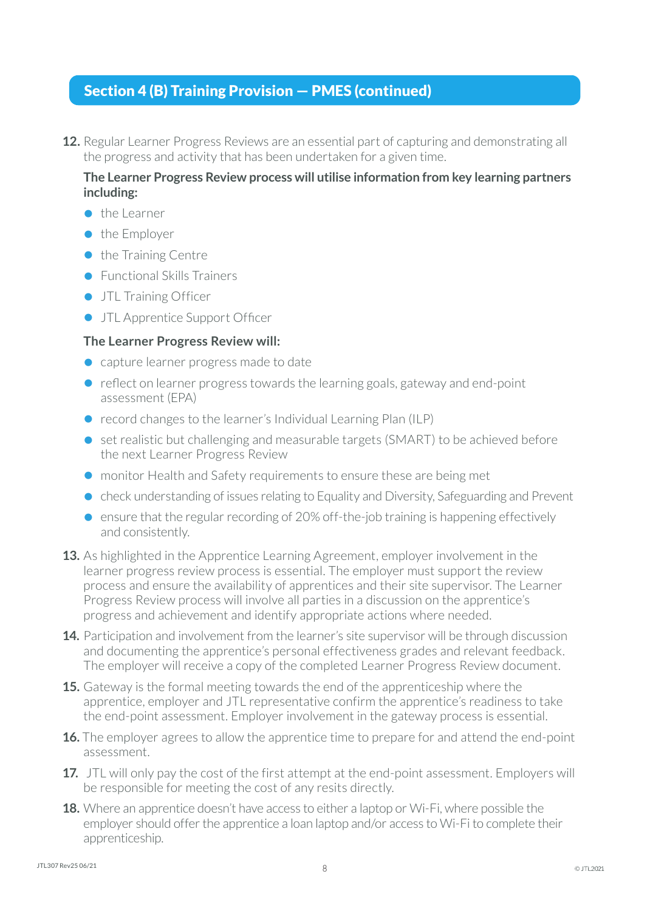## Section 4 (B) Training Provision — PMES (continued)

12. Regular Learner Progress Reviews are an essential part of capturing and demonstrating all the progress and activity that has been undertaken for a given time.

    **The Learner Progress Review process will utilise information from key learning partners including:**

    - the Learner
    - the Employer
    - the Training Centre
    - Functional Skills Trainers
    - JTL Training Officer
    - JTL Apprentice Support Officer

    **The Learner Progress Review will:**

    - capture learner progress made to date
    - reflect on learner progress towards the learning goals, gateway and end-point assessment (EPA)
    - record changes to the learner's Individual Learning Plan (ILP)
    - set realistic but challenging and measurable targets (SMART) to be achieved before the next Learner Progress Review
    - monitor Health and Safety requirements to ensure these are being met
    - check understanding of issues relating to Equality and Diversity, Safeguarding and Prevent
    - ensure that the regular recording of 20% off-the-job training is happening effectively and consistently.

13. As highlighted in the Apprentice Learning Agreement, employer involvement in the learner progress review process is essential. The employer must support the review process and ensure the availability of apprentices and their site supervisor. The Learner Progress Review process will involve all parties in a discussion on the apprentice's progress and achievement and identify appropriate actions where needed.

14. Participation and involvement from the learner's site supervisor will be through discussion and documenting the apprentice's personal effectiveness grades and relevant feedback. The employer will receive a copy of the completed Learner Progress Review document.

15. Gateway is the formal meeting towards the end of the apprenticeship where the apprentice, employer and JTL representative confirm the apprentice's readiness to take the end-point assessment. Employer involvement in the gateway process is essential.

16. The employer agrees to allow the apprentice time to prepare for and attend the end-point assessment.

17. JTL will only pay the cost of the first attempt at the end-point assessment. Employers will be responsible for meeting the cost of any resits directly.

18. Where an apprentice doesn't have access to either a laptop or Wi-Fi, where possible the employer should offer the apprentice a loan laptop and/or access to Wi-Fi to complete their apprenticeship.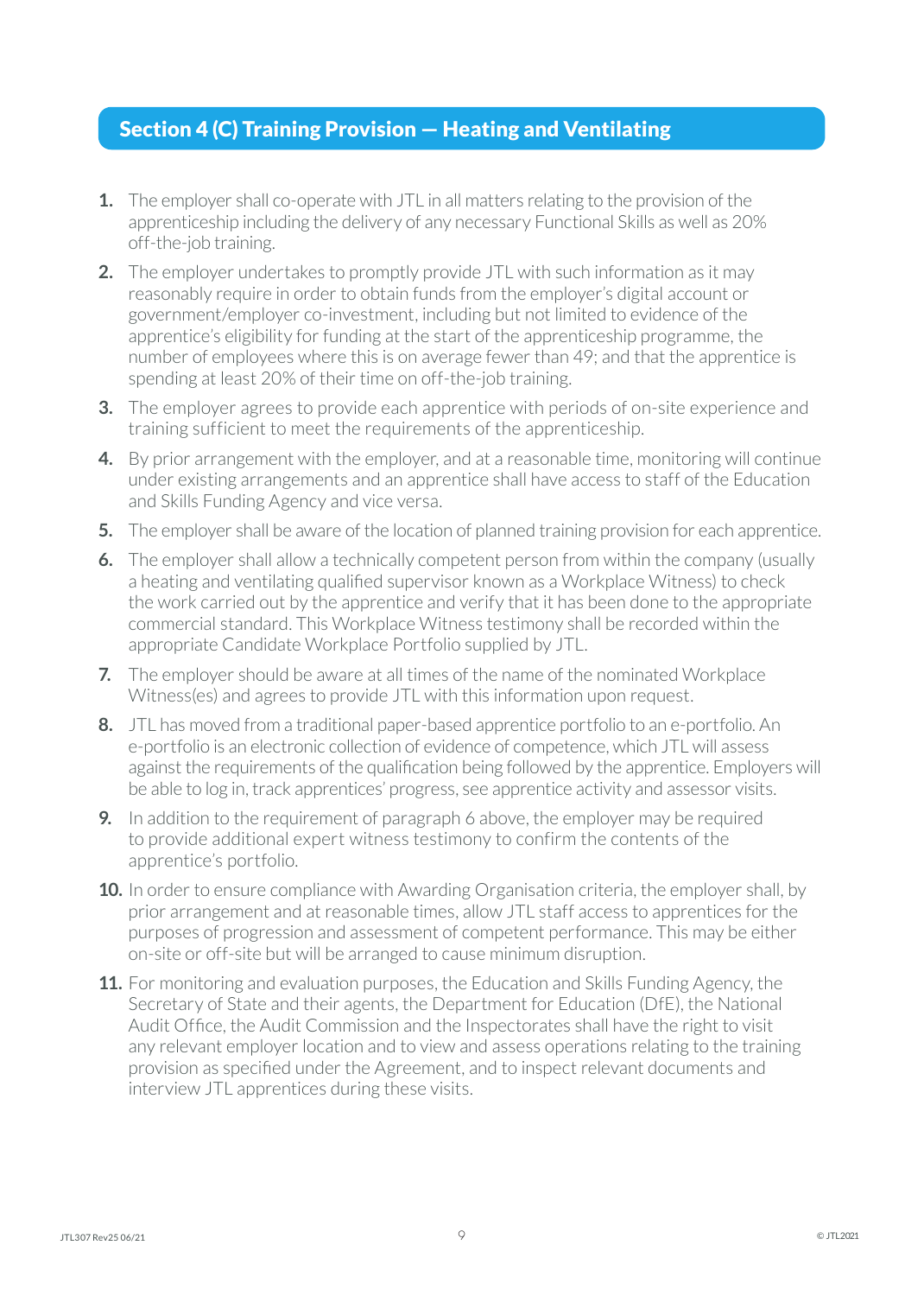## Section 4 (C) Training Provision — Heating and Ventilating

1. The employer shall co-operate with JTL in all matters relating to the provision of the apprenticeship including the delivery of any necessary Functional Skills as well as 20% off-the-job training.
2. The employer undertakes to promptly provide JTL with such information as it may reasonably require in order to obtain funds from the employer's digital account or government/employer co-investment, including but not limited to evidence of the apprentice's eligibility for funding at the start of the apprenticeship programme, the number of employees where this is on average fewer than 49; and that the apprentice is spending at least 20% of their time on off-the-job training.
3. The employer agrees to provide each apprentice with periods of on-site experience and training sufficient to meet the requirements of the apprenticeship.
4. By prior arrangement with the employer, and at a reasonable time, monitoring will continue under existing arrangements and an apprentice shall have access to staff of the Education and Skills Funding Agency and vice versa.
5. The employer shall be aware of the location of planned training provision for each apprentice.
6. The employer shall allow a technically competent person from within the company (usually a heating and ventilating qualified supervisor known as a Workplace Witness) to check the work carried out by the apprentice and verify that it has been done to the appropriate commercial standard. This Workplace Witness testimony shall be recorded within the appropriate Candidate Workplace Portfolio supplied by JTL.
7. The employer should be aware at all times of the name of the nominated Workplace Witness(es) and agrees to provide JTL with this information upon request.
8. JTL has moved from a traditional paper-based apprentice portfolio to an e-portfolio. An e-portfolio is an electronic collection of evidence of competence, which JTL will assess against the requirements of the qualification being followed by the apprentice. Employers will be able to log in, track apprentices' progress, see apprentice activity and assessor visits.
9. In addition to the requirement of paragraph 6 above, the employer may be required to provide additional expert witness testimony to confirm the contents of the apprentice's portfolio.
10. In order to ensure compliance with Awarding Organisation criteria, the employer shall, by prior arrangement and at reasonable times, allow JTL staff access to apprentices for the purposes of progression and assessment of competent performance. This may be either on-site or off-site but will be arranged to cause minimum disruption.
11. For monitoring and evaluation purposes, the Education and Skills Funding Agency, the Secretary of State and their agents, the Department for Education (DfE), the National Audit Office, the Audit Commission and the Inspectorates shall have the right to visit any relevant employer location and to view and assess operations relating to the training provision as specified under the Agreement, and to inspect relevant documents and interview JTL apprentices during these visits.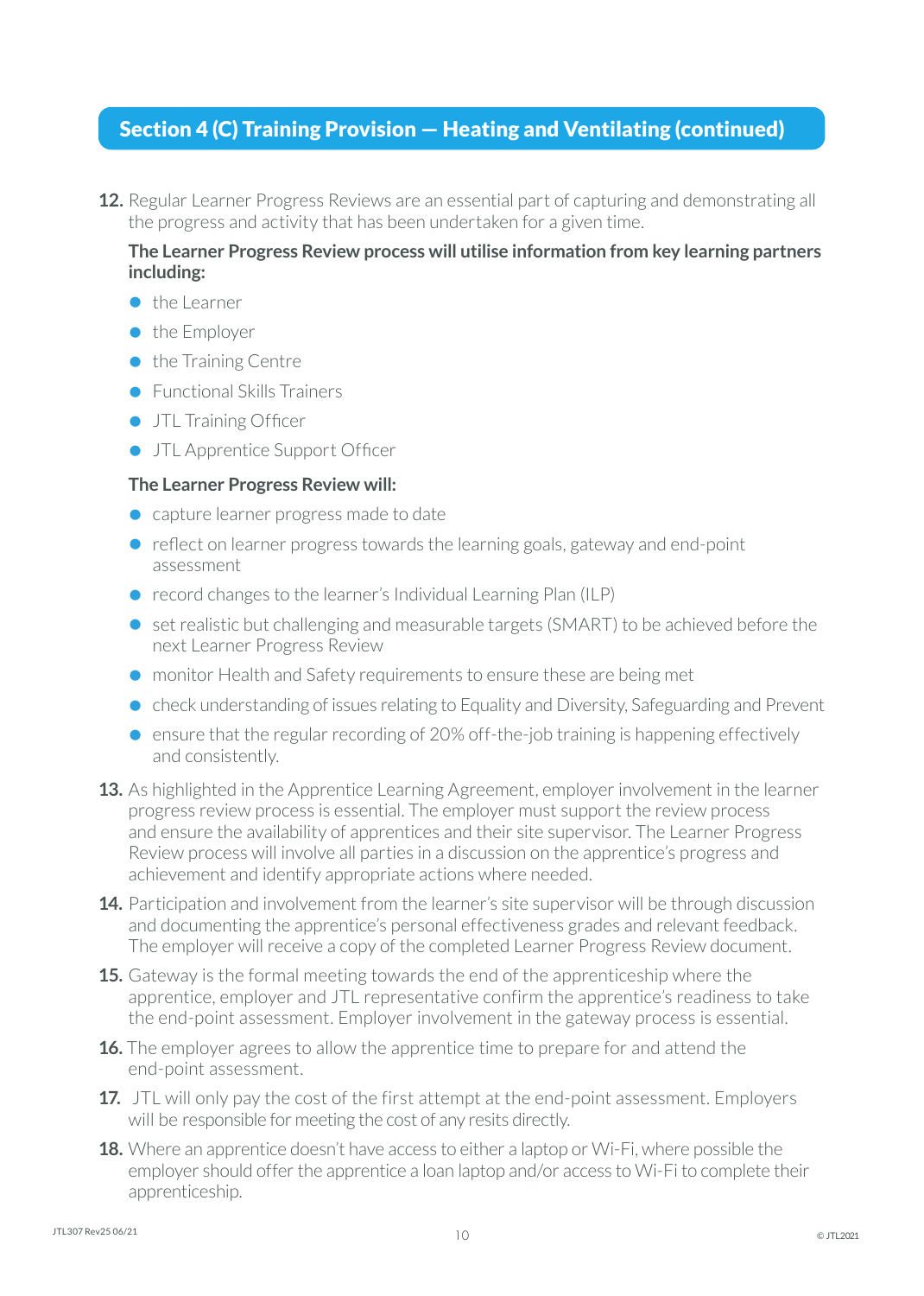## Section 4 (C) Training Provision — Heating and Ventilating (continued)

12. Regular Learner Progress Reviews are an essential part of capturing and demonstrating all the progress and activity that has been undertaken for a given time.

    **The Learner Progress Review process will utilise information from key learning partners including:**

    - the Learner
    - the Employer
    - the Training Centre
    - Functional Skills Trainers
    - JTL Training Officer
    - JTL Apprentice Support Officer

    **The Learner Progress Review will:**

    - capture learner progress made to date
    - reflect on learner progress towards the learning goals, gateway and end-point assessment
    - record changes to the learner's Individual Learning Plan (ILP)
    - set realistic but challenging and measurable targets (SMART) to be achieved before the next Learner Progress Review
    - monitor Health and Safety requirements to ensure these are being met
    - check understanding of issues relating to Equality and Diversity, Safeguarding and Prevent
    - ensure that the regular recording of 20% off-the-job training is happening effectively and consistently.

13. As highlighted in the Apprentice Learning Agreement, employer involvement in the learner progress review process is essential. The employer must support the review process and ensure the availability of apprentices and their site supervisor. The Learner Progress Review process will involve all parties in a discussion on the apprentice's progress and achievement and identify appropriate actions where needed.

14. Participation and involvement from the learner's site supervisor will be through discussion and documenting the apprentice's personal effectiveness grades and relevant feedback. The employer will receive a copy of the completed Learner Progress Review document.

15. Gateway is the formal meeting towards the end of the apprenticeship where the apprentice, employer and JTL representative confirm the apprentice's readiness to take the end-point assessment. Employer involvement in the gateway process is essential.

16. The employer agrees to allow the apprentice time to prepare for and attend the end-point assessment.

17. JTL will only pay the cost of the first attempt at the end-point assessment. Employers will be responsible for meeting the cost of any resits directly.

18. Where an apprentice doesn't have access to either a laptop or Wi-Fi, where possible the employer should offer the apprentice a loan laptop and/or access to Wi-Fi to complete their apprenticeship.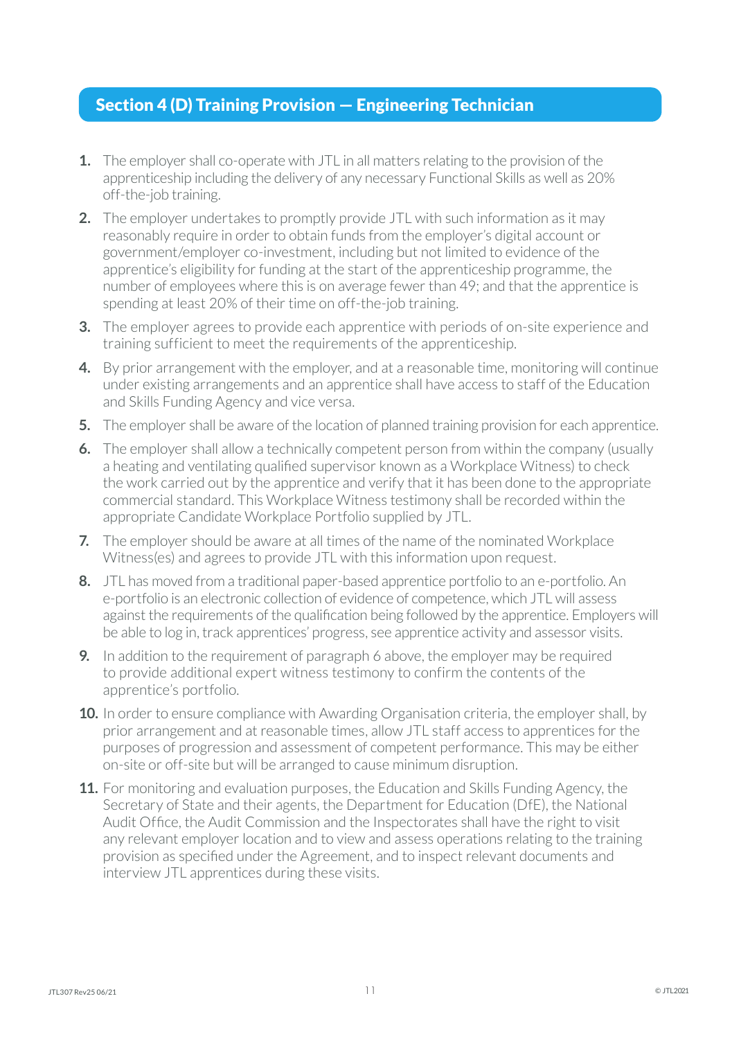## Section 4 (D) Training Provision — Engineering Technician

1. The employer shall co-operate with JTL in all matters relating to the provision of the apprenticeship including the delivery of any necessary Functional Skills as well as 20% off-the-job training.
2. The employer undertakes to promptly provide JTL with such information as it may reasonably require in order to obtain funds from the employer's digital account or government/employer co-investment, including but not limited to evidence of the apprentice's eligibility for funding at the start of the apprenticeship programme, the number of employees where this is on average fewer than 49; and that the apprentice is spending at least 20% of their time on off-the-job training.
3. The employer agrees to provide each apprentice with periods of on-site experience and training sufficient to meet the requirements of the apprenticeship.
4. By prior arrangement with the employer, and at a reasonable time, monitoring will continue under existing arrangements and an apprentice shall have access to staff of the Education and Skills Funding Agency and vice versa.
5. The employer shall be aware of the location of planned training provision for each apprentice.
6. The employer shall allow a technically competent person from within the company (usually a heating and ventilating qualified supervisor known as a Workplace Witness) to check the work carried out by the apprentice and verify that it has been done to the appropriate commercial standard. This Workplace Witness testimony shall be recorded within the appropriate Candidate Workplace Portfolio supplied by JTL.
7. The employer should be aware at all times of the name of the nominated Workplace Witness(es) and agrees to provide JTL with this information upon request.
8. JTL has moved from a traditional paper-based apprentice portfolio to an e-portfolio. An e-portfolio is an electronic collection of evidence of competence, which JTL will assess against the requirements of the qualification being followed by the apprentice. Employers will be able to log in, track apprentices' progress, see apprentice activity and assessor visits.
9. In addition to the requirement of paragraph 6 above, the employer may be required to provide additional expert witness testimony to confirm the contents of the apprentice's portfolio.
10. In order to ensure compliance with Awarding Organisation criteria, the employer shall, by prior arrangement and at reasonable times, allow JTL staff access to apprentices for the purposes of progression and assessment of competent performance. This may be either on-site or off-site but will be arranged to cause minimum disruption.
11. For monitoring and evaluation purposes, the Education and Skills Funding Agency, the Secretary of State and their agents, the Department for Education (DfE), the National Audit Office, the Audit Commission and the Inspectorates shall have the right to visit any relevant employer location and to view and assess operations relating to the training provision as specified under the Agreement, and to inspect relevant documents and interview JTL apprentices during these visits.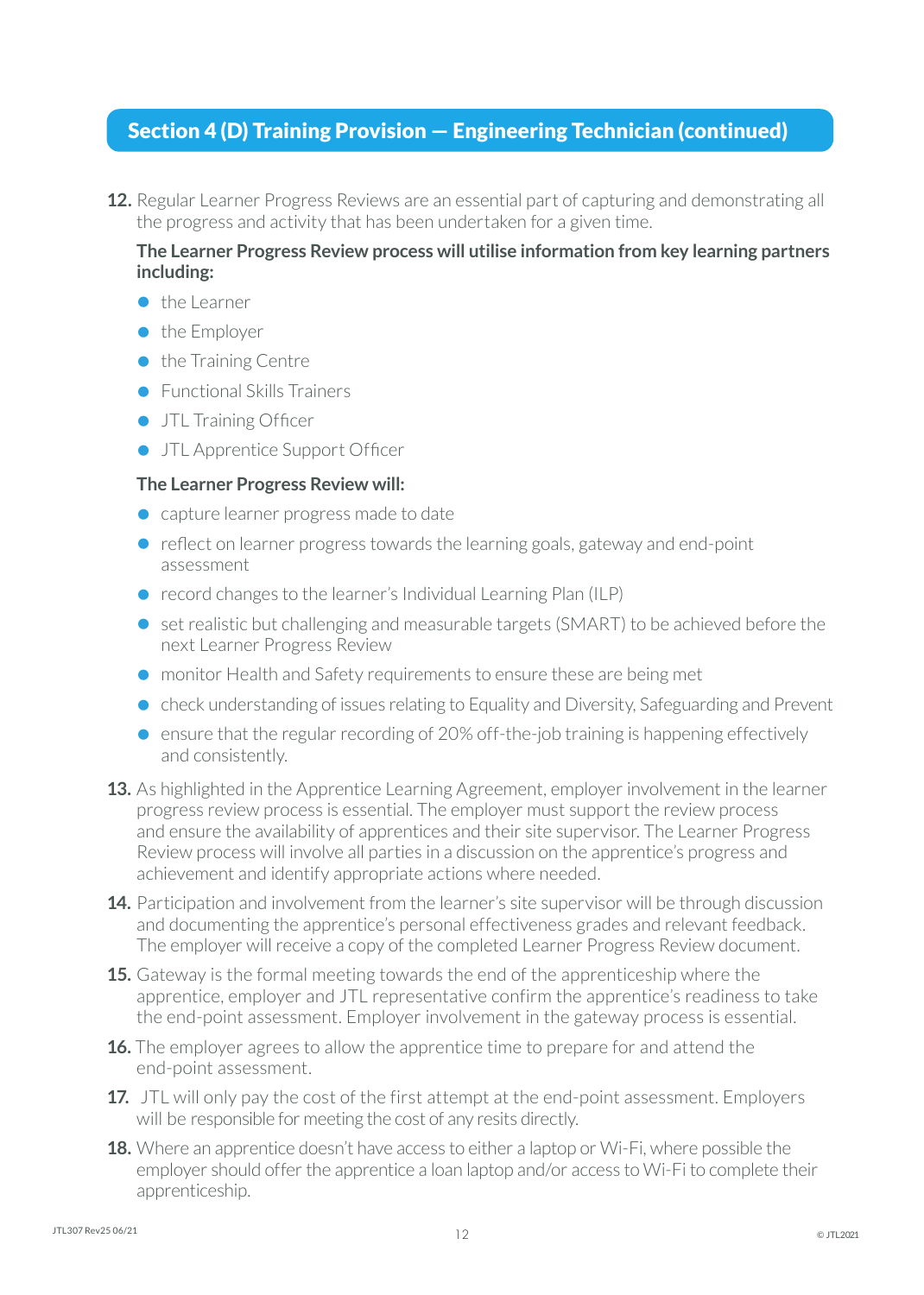## Section 4 (D) Training Provision — Engineering Technician (continued)

12. Regular Learner Progress Reviews are an essential part of capturing and demonstrating all the progress and activity that has been undertaken for a given time.

    **The Learner Progress Review process will utilise information from key learning partners including:**

    - the Learner
    - the Employer
    - the Training Centre
    - Functional Skills Trainers
    - JTL Training Officer
    - JTL Apprentice Support Officer

    **The Learner Progress Review will:**

    - capture learner progress made to date
    - reflect on learner progress towards the learning goals, gateway and end-point assessment
    - record changes to the learner's Individual Learning Plan (ILP)
    - set realistic but challenging and measurable targets (SMART) to be achieved before the next Learner Progress Review
    - monitor Health and Safety requirements to ensure these are being met
    - check understanding of issues relating to Equality and Diversity, Safeguarding and Prevent
    - ensure that the regular recording of 20% off-the-job training is happening effectively and consistently.

13. As highlighted in the Apprentice Learning Agreement, employer involvement in the learner progress review process is essential. The employer must support the review process and ensure the availability of apprentices and their site supervisor. The Learner Progress Review process will involve all parties in a discussion on the apprentice's progress and achievement and identify appropriate actions where needed.

14. Participation and involvement from the learner's site supervisor will be through discussion and documenting the apprentice's personal effectiveness grades and relevant feedback. The employer will receive a copy of the completed Learner Progress Review document.

15. Gateway is the formal meeting towards the end of the apprenticeship where the apprentice, employer and JTL representative confirm the apprentice's readiness to take the end-point assessment. Employer involvement in the gateway process is essential.

16. The employer agrees to allow the apprentice time to prepare for and attend the end-point assessment.

17. JTL will only pay the cost of the first attempt at the end-point assessment. Employers will be responsible for meeting the cost of any resits directly.

18. Where an apprentice doesn't have access to either a laptop or Wi-Fi, where possible the employer should offer the apprentice a loan laptop and/or access to Wi-Fi to complete their apprenticeship.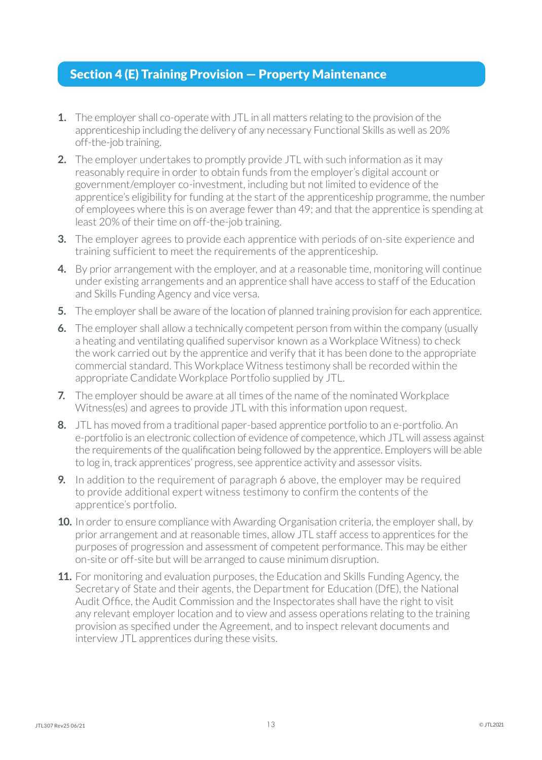## Section 4 (E) Training Provision — Property Maintenance

1. The employer shall co-operate with JTL in all matters relating to the provision of the apprenticeship including the delivery of any necessary Functional Skills as well as 20% off-the-job training.
2. The employer undertakes to promptly provide JTL with such information as it may reasonably require in order to obtain funds from the employer's digital account or government/employer co-investment, including but not limited to evidence of the apprentice's eligibility for funding at the start of the apprenticeship programme, the number of employees where this is on average fewer than 49; and that the apprentice is spending at least 20% of their time on off-the-job training.
3. The employer agrees to provide each apprentice with periods of on-site experience and training sufficient to meet the requirements of the apprenticeship.
4. By prior arrangement with the employer, and at a reasonable time, monitoring will continue under existing arrangements and an apprentice shall have access to staff of the Education and Skills Funding Agency and vice versa.
5. The employer shall be aware of the location of planned training provision for each apprentice.
6. The employer shall allow a technically competent person from within the company (usually a heating and ventilating qualified supervisor known as a Workplace Witness) to check the work carried out by the apprentice and verify that it has been done to the appropriate commercial standard. This Workplace Witness testimony shall be recorded within the appropriate Candidate Workplace Portfolio supplied by JTL.
7. The employer should be aware at all times of the name of the nominated Workplace Witness(es) and agrees to provide JTL with this information upon request.
8. JTL has moved from a traditional paper-based apprentice portfolio to an e-portfolio. An e-portfolio is an electronic collection of evidence of competence, which JTL will assess against the requirements of the qualification being followed by the apprentice. Employers will be able to log in, track apprentices' progress, see apprentice activity and assessor visits.
9. In addition to the requirement of paragraph 6 above, the employer may be required to provide additional expert witness testimony to confirm the contents of the apprentice's portfolio.
10. In order to ensure compliance with Awarding Organisation criteria, the employer shall, by prior arrangement and at reasonable times, allow JTL staff access to apprentices for the purposes of progression and assessment of competent performance. This may be either on-site or off-site but will be arranged to cause minimum disruption.
11. For monitoring and evaluation purposes, the Education and Skills Funding Agency, the Secretary of State and their agents, the Department for Education (DfE), the National Audit Office, the Audit Commission and the Inspectorates shall have the right to visit any relevant employer location and to view and assess operations relating to the training provision as specified under the Agreement, and to inspect relevant documents and interview JTL apprentices during these visits.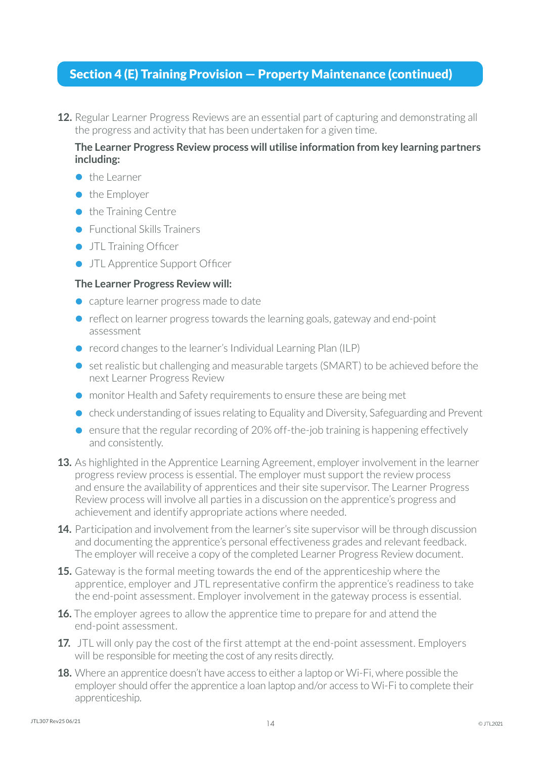## Section 4 (E) Training Provision — Property Maintenance (continued)

12. Regular Learner Progress Reviews are an essential part of capturing and demonstrating all the progress and activity that has been undertaken for a given time.

    **The Learner Progress Review process will utilise information from key learning partners including:**

    - the Learner
    - the Employer
    - the Training Centre
    - Functional Skills Trainers
    - JTL Training Officer
    - JTL Apprentice Support Officer

    **The Learner Progress Review will:**

    - capture learner progress made to date
    - reflect on learner progress towards the learning goals, gateway and end-point assessment
    - record changes to the learner's Individual Learning Plan (ILP)
    - set realistic but challenging and measurable targets (SMART) to be achieved before the next Learner Progress Review
    - monitor Health and Safety requirements to ensure these are being met
    - check understanding of issues relating to Equality and Diversity, Safeguarding and Prevent
    - ensure that the regular recording of 20% off-the-job training is happening effectively and consistently.

13. As highlighted in the Apprentice Learning Agreement, employer involvement in the learner progress review process is essential. The employer must support the review process and ensure the availability of apprentices and their site supervisor. The Learner Progress Review process will involve all parties in a discussion on the apprentice's progress and achievement and identify appropriate actions where needed.

14. Participation and involvement from the learner's site supervisor will be through discussion and documenting the apprentice's personal effectiveness grades and relevant feedback. The employer will receive a copy of the completed Learner Progress Review document.

15. Gateway is the formal meeting towards the end of the apprenticeship where the apprentice, employer and JTL representative confirm the apprentice's readiness to take the end-point assessment. Employer involvement in the gateway process is essential.

16. The employer agrees to allow the apprentice time to prepare for and attend the end-point assessment.

17. JTL will only pay the cost of the first attempt at the end-point assessment. Employers will be responsible for meeting the cost of any resits directly.

18. Where an apprentice doesn't have access to either a laptop or Wi-Fi, where possible the employer should offer the apprentice a loan laptop and/or access to Wi-Fi to complete their apprenticeship.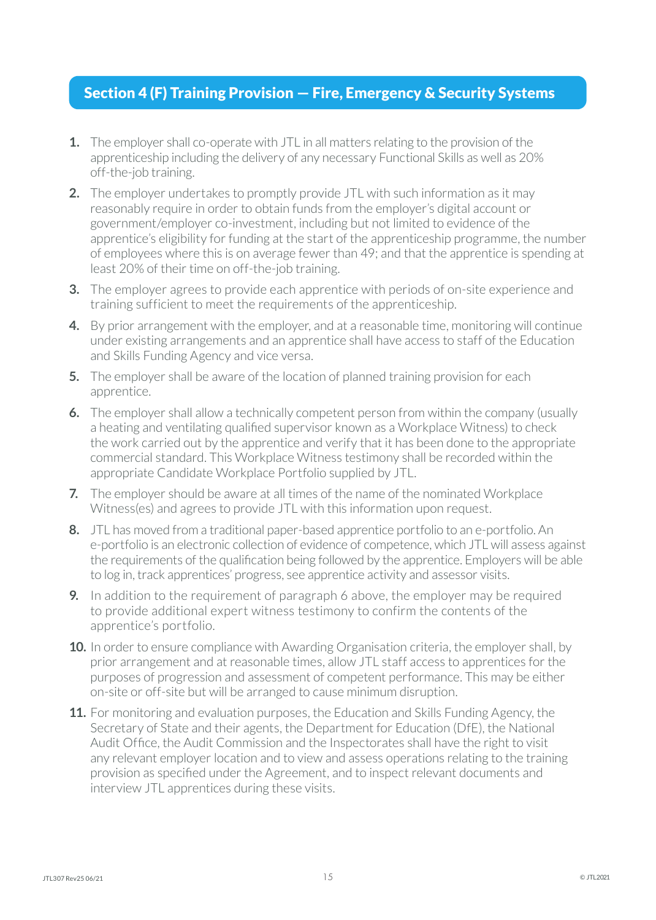## Section 4 (F) Training Provision — Fire, Emergency & Security Systems

1. The employer shall co-operate with JTL in all matters relating to the provision of the apprenticeship including the delivery of any necessary Functional Skills as well as 20% off-the-job training.
2. The employer undertakes to promptly provide JTL with such information as it may reasonably require in order to obtain funds from the employer's digital account or government/employer co-investment, including but not limited to evidence of the apprentice's eligibility for funding at the start of the apprenticeship programme, the number of employees where this is on average fewer than 49; and that the apprentice is spending at least 20% of their time on off-the-job training.
3. The employer agrees to provide each apprentice with periods of on-site experience and training sufficient to meet the requirements of the apprenticeship.
4. By prior arrangement with the employer, and at a reasonable time, monitoring will continue under existing arrangements and an apprentice shall have access to staff of the Education and Skills Funding Agency and vice versa.
5. The employer shall be aware of the location of planned training provision for each apprentice.
6. The employer shall allow a technically competent person from within the company (usually a heating and ventilating qualified supervisor known as a Workplace Witness) to check the work carried out by the apprentice and verify that it has been done to the appropriate commercial standard. This Workplace Witness testimony shall be recorded within the appropriate Candidate Workplace Portfolio supplied by JTL.
7. The employer should be aware at all times of the name of the nominated Workplace Witness(es) and agrees to provide JTL with this information upon request.
8. JTL has moved from a traditional paper-based apprentice portfolio to an e-portfolio. An e-portfolio is an electronic collection of evidence of competence, which JTL will assess against the requirements of the qualification being followed by the apprentice. Employers will be able to log in, track apprentices' progress, see apprentice activity and assessor visits.
9. In addition to the requirement of paragraph 6 above, the employer may be required to provide additional expert witness testimony to confirm the contents of the apprentice's portfolio.
10. In order to ensure compliance with Awarding Organisation criteria, the employer shall, by prior arrangement and at reasonable times, allow JTL staff access to apprentices for the purposes of progression and assessment of competent performance. This may be either on-site or off-site but will be arranged to cause minimum disruption.
11. For monitoring and evaluation purposes, the Education and Skills Funding Agency, the Secretary of State and their agents, the Department for Education (DfE), the National Audit Office, the Audit Commission and the Inspectorates shall have the right to visit any relevant employer location and to view and assess operations relating to the training provision as specified under the Agreement, and to inspect relevant documents and interview JTL apprentices during these visits.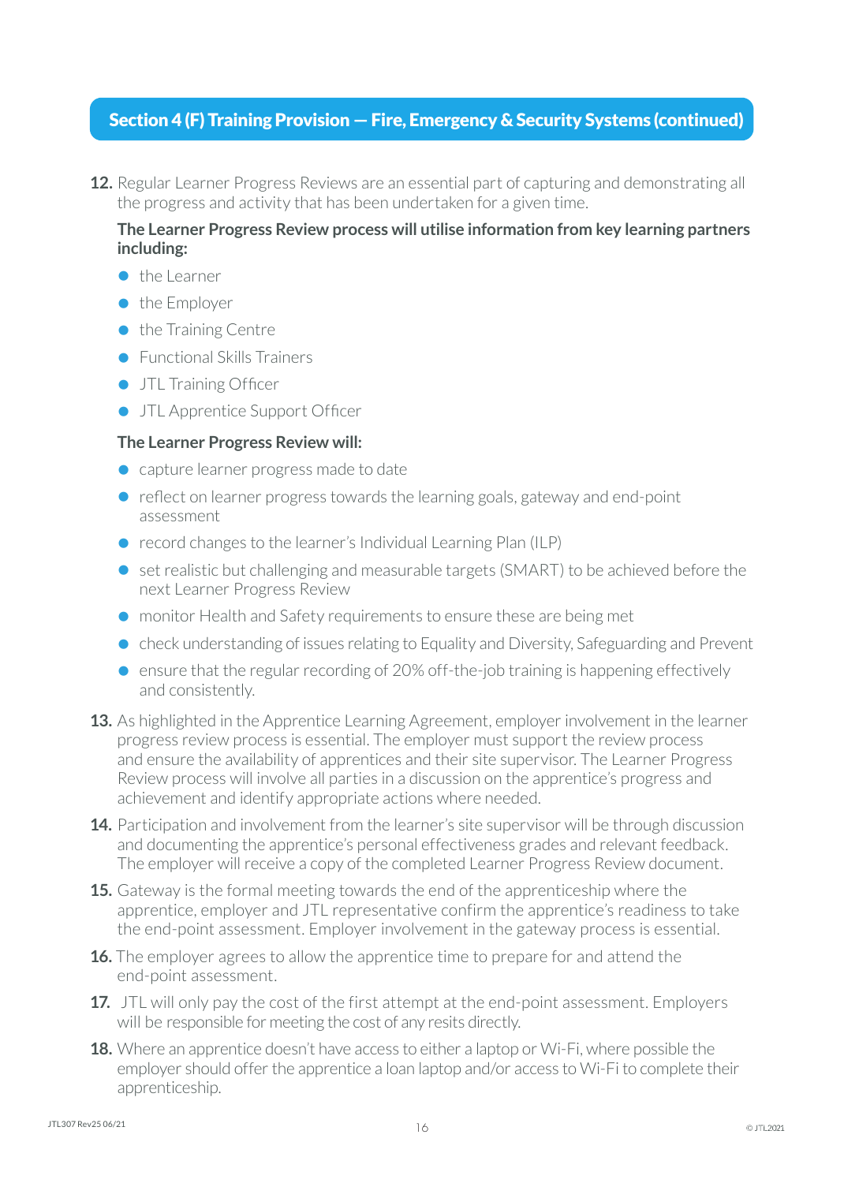## Section 4 (F) Training Provision — Fire, Emergency & Security Systems (continued)

**12.** Regular Learner Progress Reviews are an essential part of capturing and demonstrating all the progress and activity that has been undertaken for a given time.

**The Learner Progress Review process will utilise information from key learning partners including:**

- the Learner
- the Employer
- the Training Centre
- Functional Skills Trainers
- JTL Training Officer
- JTL Apprentice Support Officer

**The Learner Progress Review will:**

- capture learner progress made to date
- reflect on learner progress towards the learning goals, gateway and end-point assessment
- record changes to the learner's Individual Learning Plan (ILP)
- set realistic but challenging and measurable targets (SMART) to be achieved before the next Learner Progress Review
- monitor Health and Safety requirements to ensure these are being met
- check understanding of issues relating to Equality and Diversity, Safeguarding and Prevent
- ensure that the regular recording of 20% off-the-job training is happening effectively and consistently.

**13.** As highlighted in the Apprentice Learning Agreement, employer involvement in the learner progress review process is essential. The employer must support the review process and ensure the availability of apprentices and their site supervisor. The Learner Progress Review process will involve all parties in a discussion on the apprentice's progress and achievement and identify appropriate actions where needed.

**14.** Participation and involvement from the learner's site supervisor will be through discussion and documenting the apprentice's personal effectiveness grades and relevant feedback. The employer will receive a copy of the completed Learner Progress Review document.

**15.** Gateway is the formal meeting towards the end of the apprenticeship where the apprentice, employer and JTL representative confirm the apprentice's readiness to take the end-point assessment. Employer involvement in the gateway process is essential.

**16.** The employer agrees to allow the apprentice time to prepare for and attend the end-point assessment.

**17.** JTL will only pay the cost of the first attempt at the end-point assessment. Employers will be responsible for meeting the cost of any resits directly.

**18.** Where an apprentice doesn't have access to either a laptop or Wi-Fi, where possible the employer should offer the apprentice a loan laptop and/or access to Wi-Fi to complete their apprenticeship.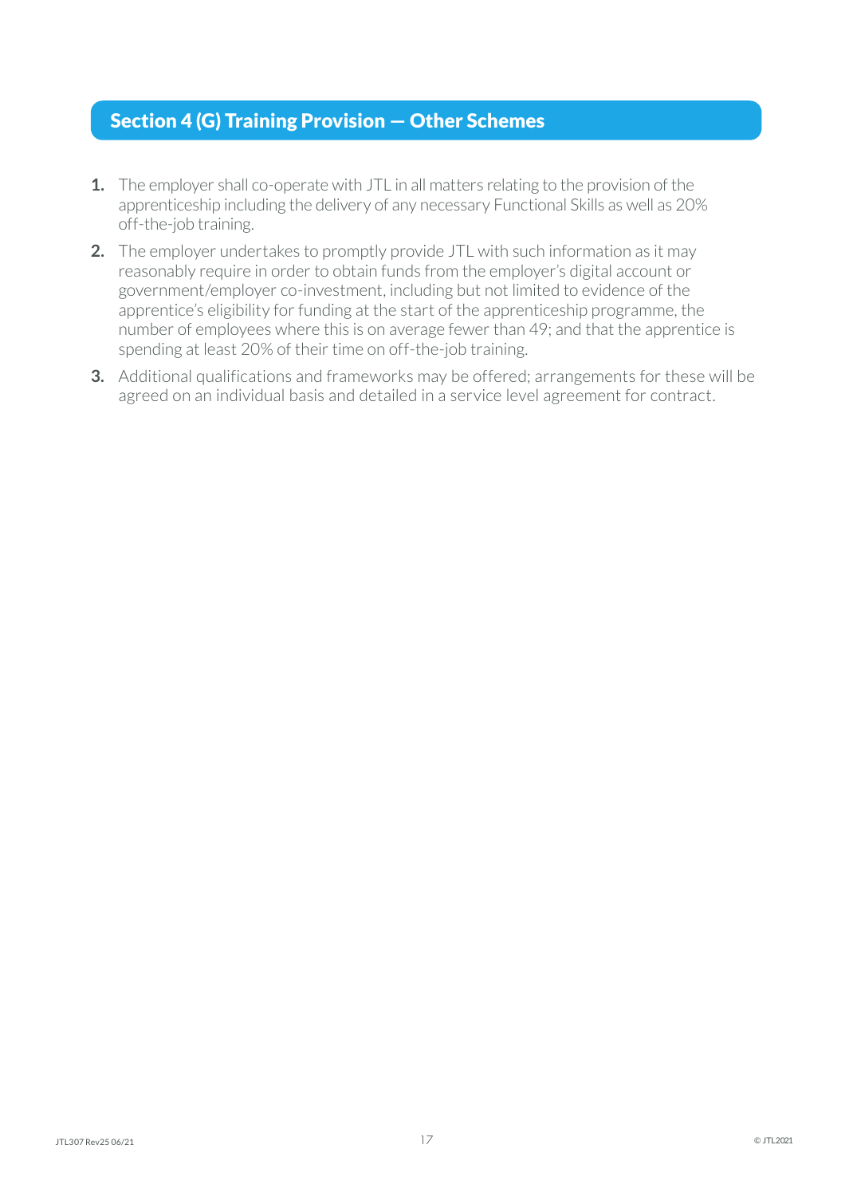## Section 4 (G) Training Provision — Other Schemes

1. The employer shall co-operate with JTL in all matters relating to the provision of the apprenticeship including the delivery of any necessary Functional Skills as well as 20% off-the-job training.
2. The employer undertakes to promptly provide JTL with such information as it may reasonably require in order to obtain funds from the employer's digital account or government/employer co-investment, including but not limited to evidence of the apprentice's eligibility for funding at the start of the apprenticeship programme, the number of employees where this is on average fewer than 49; and that the apprentice is spending at least 20% of their time on off-the-job training.
3. Additional qualifications and frameworks may be offered; arrangements for these will be agreed on an individual basis and detailed in a service level agreement for contract.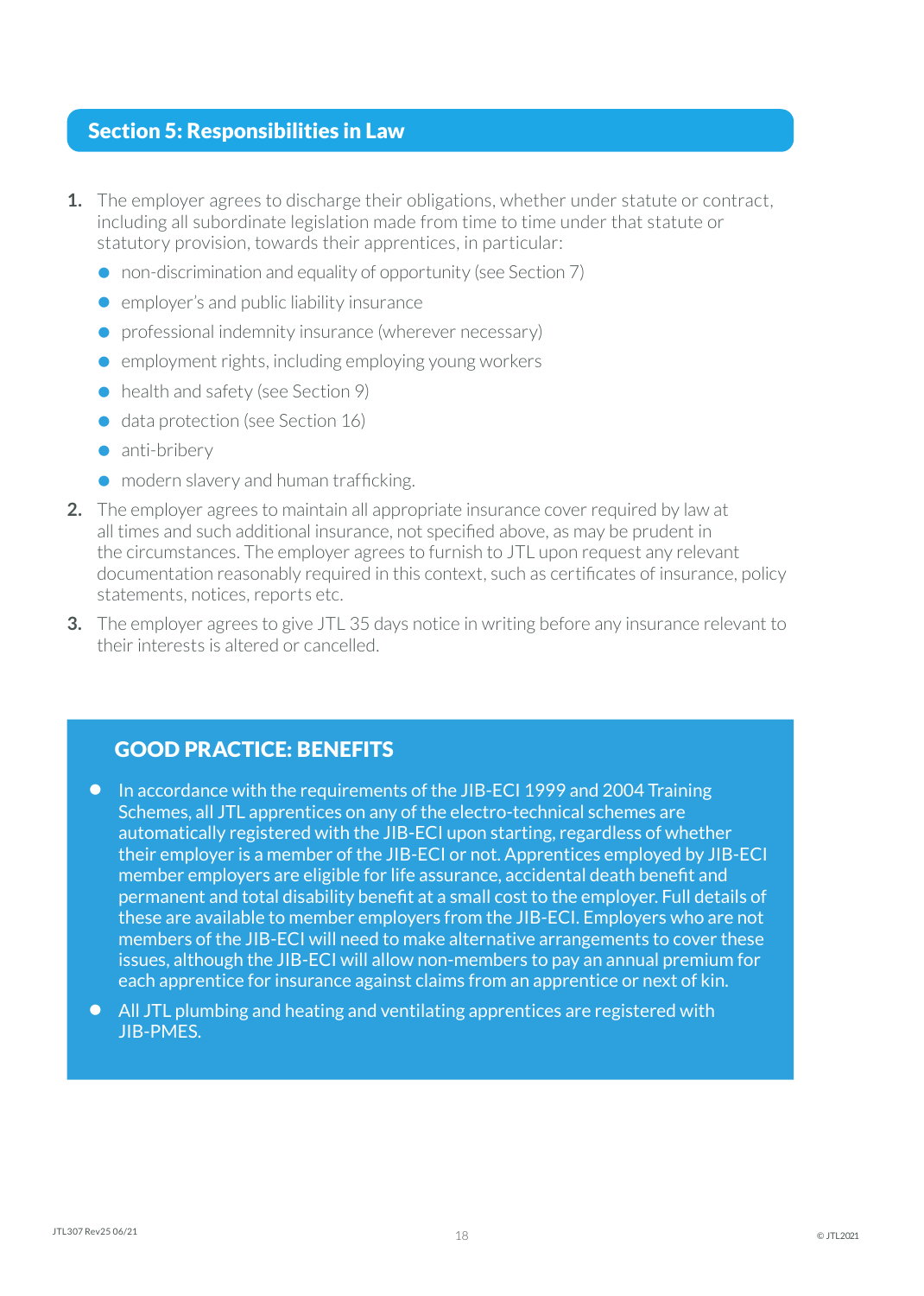## Section 5: Responsibilities in Law

1. The employer agrees to discharge their obligations, whether under statute or contract, including all subordinate legislation made from time to time under that statute or statutory provision, towards their apprentices, in particular:
   - non-discrimination and equality of opportunity (see Section 7)
   - employer's and public liability insurance
   - professional indemnity insurance (wherever necessary)
   - employment rights, including employing young workers
   - health and safety (see Section 9)
   - data protection (see Section 16)
   - anti-bribery
   - modern slavery and human trafficking.
2. The employer agrees to maintain all appropriate insurance cover required by law at all times and such additional insurance, not specified above, as may be prudent in the circumstances. The employer agrees to furnish to JTL upon request any relevant documentation reasonably required in this context, such as certificates of insurance, policy statements, notices, reports etc.
3. The employer agrees to give JTL 35 days notice in writing before any insurance relevant to their interests is altered or cancelled.

### GOOD PRACTICE: BENEFITS

- In accordance with the requirements of the JIB-ECI 1999 and 2004 Training Schemes, all JTL apprentices on any of the electro-technical schemes are automatically registered with the JIB-ECI upon starting, regardless of whether their employer is a member of the JIB-ECI or not. Apprentices employed by JIB-ECI member employers are eligible for life assurance, accidental death benefit and permanent and total disability benefit at a small cost to the employer. Full details of these are available to member employers from the JIB-ECI. Employers who are not members of the JIB-ECI will need to make alternative arrangements to cover these issues, although the JIB-ECI will allow non-members to pay an annual premium for each apprentice for insurance against claims from an apprentice or next of kin.
- All JTL plumbing and heating and ventilating apprentices are registered with JIB-PMES.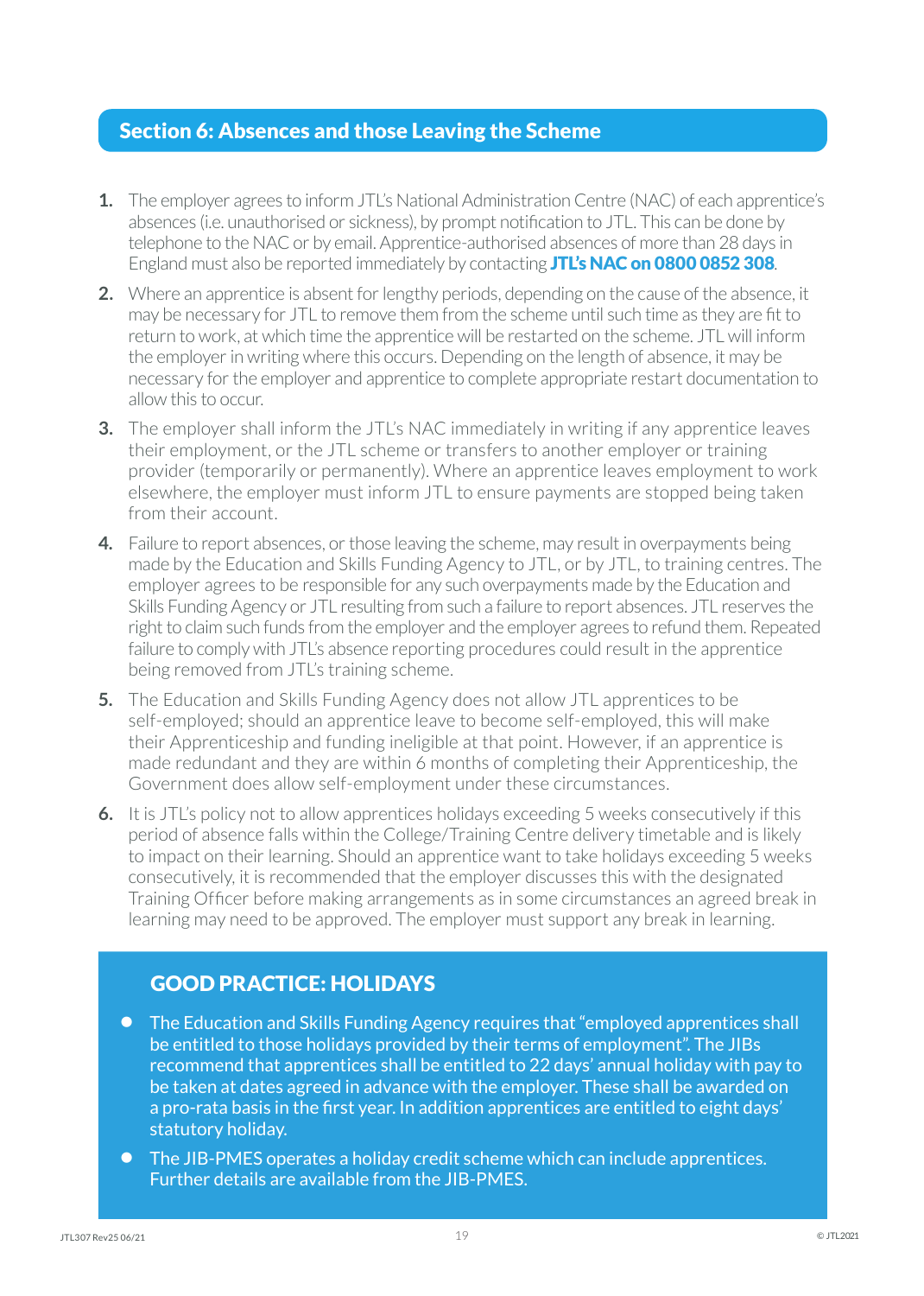## Section 6: Absences and those Leaving the Scheme

1. The employer agrees to inform JTL's National Administration Centre (NAC) of each apprentice's absences (i.e. unauthorised or sickness), by prompt notification to JTL. This can be done by telephone to the NAC or by email. Apprentice-authorised absences of more than 28 days in England must also be reported immediately by contacting **JTL's NAC on 0800 0852 308**.
2. Where an apprentice is absent for lengthy periods, depending on the cause of the absence, it may be necessary for JTL to remove them from the scheme until such time as they are fit to return to work, at which time the apprentice will be restarted on the scheme. JTL will inform the employer in writing where this occurs. Depending on the length of absence, it may be necessary for the employer and apprentice to complete appropriate restart documentation to allow this to occur.
3. The employer shall inform the JTL's NAC immediately in writing if any apprentice leaves their employment, or the JTL scheme or transfers to another employer or training provider (temporarily or permanently). Where an apprentice leaves employment to work elsewhere, the employer must inform JTL to ensure payments are stopped being taken from their account.
4. Failure to report absences, or those leaving the scheme, may result in overpayments being made by the Education and Skills Funding Agency to JTL, or by JTL, to training centres. The employer agrees to be responsible for any such overpayments made by the Education and Skills Funding Agency or JTL resulting from such a failure to report absences. JTL reserves the right to claim such funds from the employer and the employer agrees to refund them. Repeated failure to comply with JTL's absence reporting procedures could result in the apprentice being removed from JTL's training scheme.
5. The Education and Skills Funding Agency does not allow JTL apprentices to be self-employed; should an apprentice leave to become self-employed, this will make their Apprenticeship and funding ineligible at that point. However, if an apprentice is made redundant and they are within 6 months of completing their Apprenticeship, the Government does allow self-employment under these circumstances.
6. It is JTL's policy not to allow apprentices holidays exceeding 5 weeks consecutively if this period of absence falls within the College/Training Centre delivery timetable and is likely to impact on their learning. Should an apprentice want to take holidays exceeding 5 weeks consecutively, it is recommended that the employer discusses this with the designated Training Officer before making arrangements as in some circumstances an agreed break in learning may need to be approved. The employer must support any break in learning.

### GOOD PRACTICE: HOLIDAYS

- The Education and Skills Funding Agency requires that "employed apprentices shall be entitled to those holidays provided by their terms of employment". The JIBs recommend that apprentices shall be entitled to 22 days' annual holiday with pay to be taken at dates agreed in advance with the employer. These shall be awarded on a pro-rata basis in the first year. In addition apprentices are entitled to eight days' statutory holiday.
- The JIB-PMES operates a holiday credit scheme which can include apprentices. Further details are available from the JIB-PMES.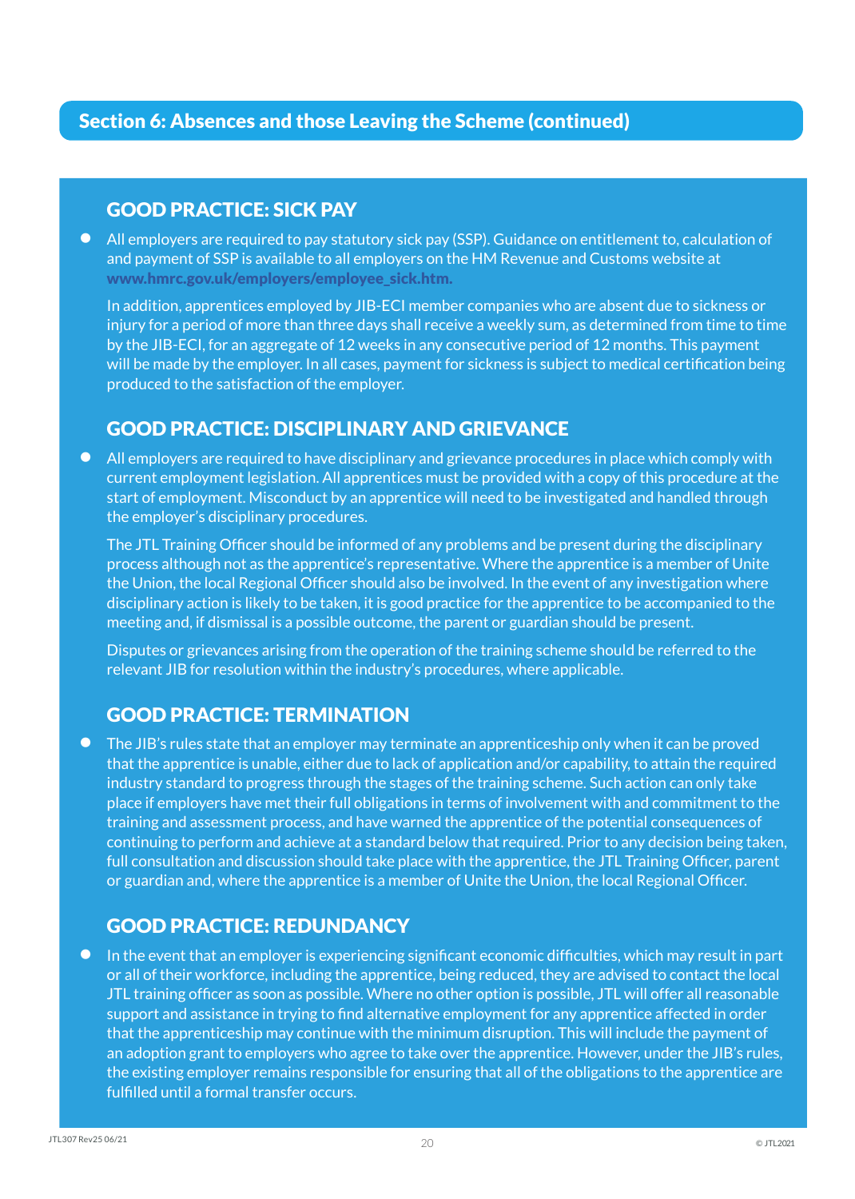## Section 6: Absences and those Leaving the Scheme (continued)

### GOOD PRACTICE: SICK PAY

- All employers are required to pay statutory sick pay (SSP). Guidance on entitlement to, calculation of and payment of SSP is available to all employers on the HM Revenue and Customs website at **www.hmrc.gov.uk/employers/employee_sick.htm.**

  In addition, apprentices employed by JIB-ECI member companies who are absent due to sickness or injury for a period of more than three days shall receive a weekly sum, as determined from time to time by the JIB-ECI, for an aggregate of 12 weeks in any consecutive period of 12 months. This payment will be made by the employer. In all cases, payment for sickness is subject to medical certification being produced to the satisfaction of the employer.

### GOOD PRACTICE: DISCIPLINARY AND GRIEVANCE

- All employers are required to have disciplinary and grievance procedures in place which comply with current employment legislation. All apprentices must be provided with a copy of this procedure at the start of employment. Misconduct by an apprentice will need to be investigated and handled through the employer's disciplinary procedures.

  The JTL Training Officer should be informed of any problems and be present during the disciplinary process although not as the apprentice's representative. Where the apprentice is a member of Unite the Union, the local Regional Officer should also be involved. In the event of any investigation where disciplinary action is likely to be taken, it is good practice for the apprentice to be accompanied to the meeting and, if dismissal is a possible outcome, the parent or guardian should be present.

  Disputes or grievances arising from the operation of the training scheme should be referred to the relevant JIB for resolution within the industry's procedures, where applicable.

### GOOD PRACTICE: TERMINATION

- The JIB's rules state that an employer may terminate an apprenticeship only when it can be proved that the apprentice is unable, either due to lack of application and/or capability, to attain the required industry standard to progress through the stages of the training scheme. Such action can only take place if employers have met their full obligations in terms of involvement with and commitment to the training and assessment process, and have warned the apprentice of the potential consequences of continuing to perform and achieve at a standard below that required. Prior to any decision being taken, full consultation and discussion should take place with the apprentice, the JTL Training Officer, parent or guardian and, where the apprentice is a member of Unite the Union, the local Regional Officer.

### GOOD PRACTICE: REDUNDANCY

- In the event that an employer is experiencing significant economic difficulties, which may result in part or all of their workforce, including the apprentice, being reduced, they are advised to contact the local JTL training officer as soon as possible. Where no other option is possible, JTL will offer all reasonable support and assistance in trying to find alternative employment for any apprentice affected in order that the apprenticeship may continue with the minimum disruption. This will include the payment of an adoption grant to employers who agree to take over the apprentice. However, under the JIB's rules, the existing employer remains responsible for ensuring that all of the obligations to the apprentice are fulfilled until a formal transfer occurs.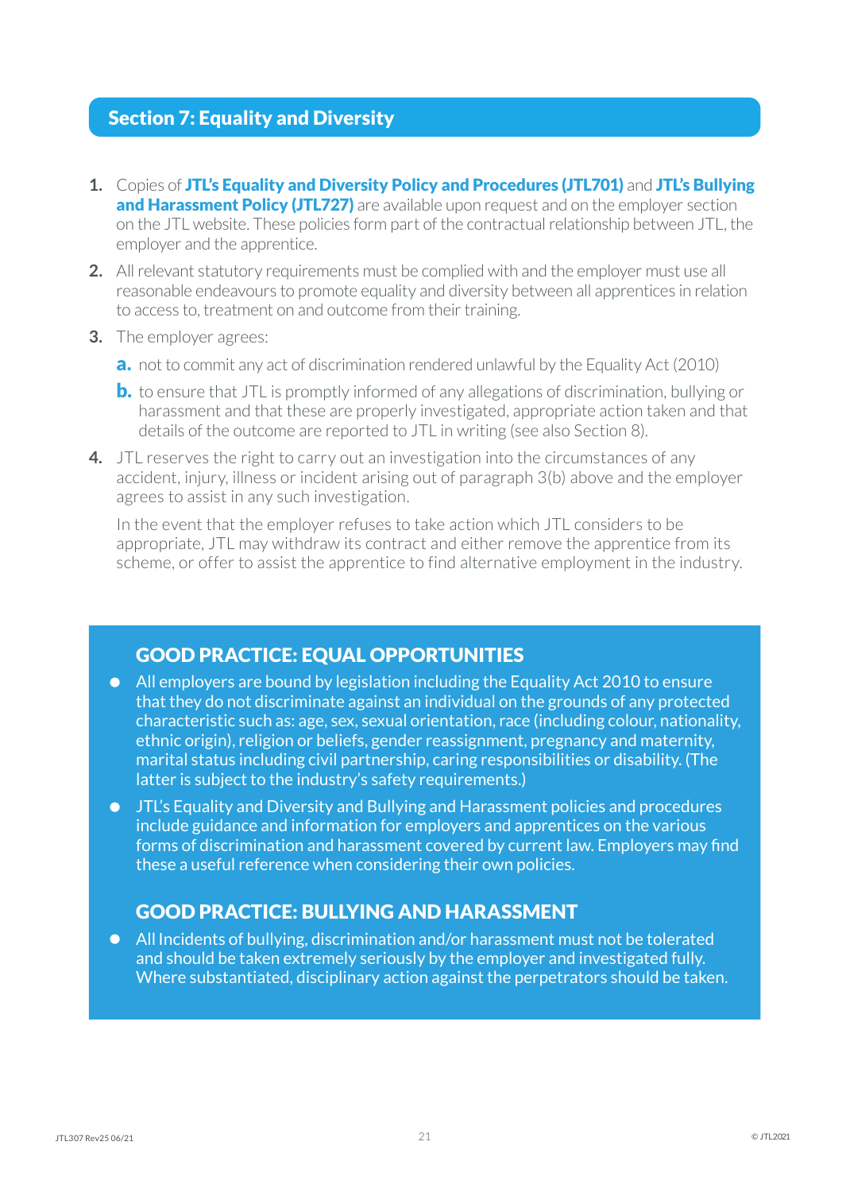## Section 7: Equality and Diversity

1. Copies of **JTL's Equality and Diversity Policy and Procedures (JTL701)** and **JTL's Bullying and Harassment Policy (JTL727)** are available upon request and on the employer section on the JTL website. These policies form part of the contractual relationship between JTL, the employer and the apprentice.
2. All relevant statutory requirements must be complied with and the employer must use all reasonable endeavours to promote equality and diversity between all apprentices in relation to access to, treatment on and outcome from their training.
3. The employer agrees:
   - **a.** not to commit any act of discrimination rendered unlawful by the Equality Act (2010)
   - **b.** to ensure that JTL is promptly informed of any allegations of discrimination, bullying or harassment and that these are properly investigated, appropriate action taken and that details of the outcome are reported to JTL in writing (see also Section 8).
4. JTL reserves the right to carry out an investigation into the circumstances of any accident, injury, illness or incident arising out of paragraph 3(b) above and the employer agrees to assist in any such investigation.

   In the event that the employer refuses to take action which JTL considers to be appropriate, JTL may withdraw its contract and either remove the apprentice from its scheme, or offer to assist the apprentice to find alternative employment in the industry.

### GOOD PRACTICE: EQUAL OPPORTUNITIES

- All employers are bound by legislation including the Equality Act 2010 to ensure that they do not discriminate against an individual on the grounds of any protected characteristic such as: age, sex, sexual orientation, race (including colour, nationality, ethnic origin), religion or beliefs, gender reassignment, pregnancy and maternity, marital status including civil partnership, caring responsibilities or disability. (The latter is subject to the industry's safety requirements.)
- JTL's Equality and Diversity and Bullying and Harassment policies and procedures include guidance and information for employers and apprentices on the various forms of discrimination and harassment covered by current law. Employers may find these a useful reference when considering their own policies.

### GOOD PRACTICE: BULLYING AND HARASSMENT

- All Incidents of bullying, discrimination and/or harassment must not be tolerated and should be taken extremely seriously by the employer and investigated fully. Where substantiated, disciplinary action against the perpetrators should be taken.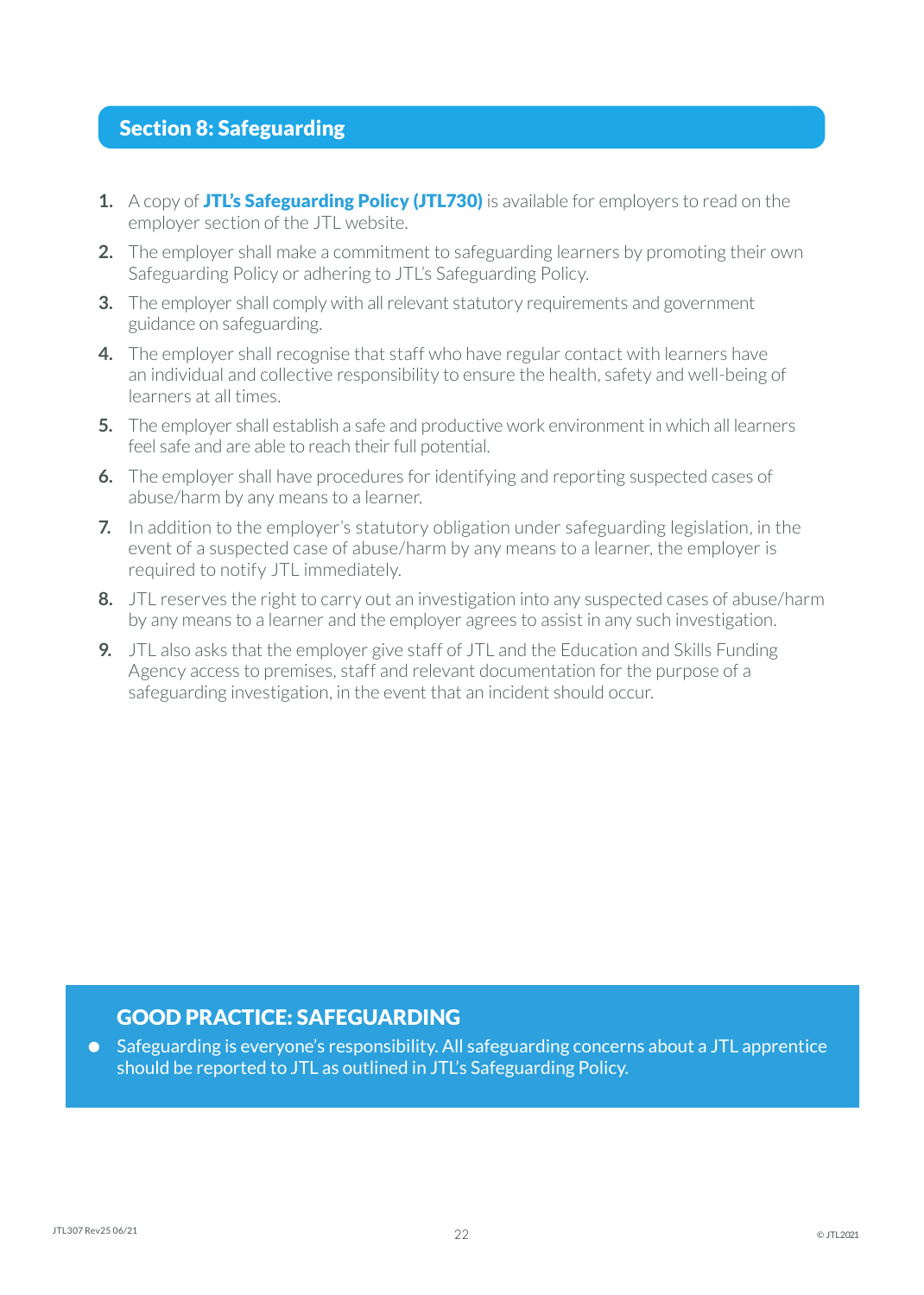## Section 8: Safeguarding

1. A copy of **JTL's Safeguarding Policy (JTL730)** is available for employers to read on the employer section of the JTL website.
2. The employer shall make a commitment to safeguarding learners by promoting their own Safeguarding Policy or adhering to JTL's Safeguarding Policy.
3. The employer shall comply with all relevant statutory requirements and government guidance on safeguarding.
4. The employer shall recognise that staff who have regular contact with learners have an individual and collective responsibility to ensure the health, safety and well-being of learners at all times.
5. The employer shall establish a safe and productive work environment in which all learners feel safe and are able to reach their full potential.
6. The employer shall have procedures for identifying and reporting suspected cases of abuse/harm by any means to a learner.
7. In addition to the employer's statutory obligation under safeguarding legislation, in the event of a suspected case of abuse/harm by any means to a learner, the employer is required to notify JTL immediately.
8. JTL reserves the right to carry out an investigation into any suspected cases of abuse/harm by any means to a learner and the employer agrees to assist in any such investigation.
9. JTL also asks that the employer give staff of JTL and the Education and Skills Funding Agency access to premises, staff and relevant documentation for the purpose of a safeguarding investigation, in the event that an incident should occur.

### GOOD PRACTICE: SAFEGUARDING

- Safeguarding is everyone's responsibility. All safeguarding concerns about a JTL apprentice should be reported to JTL as outlined in JTL's Safeguarding Policy.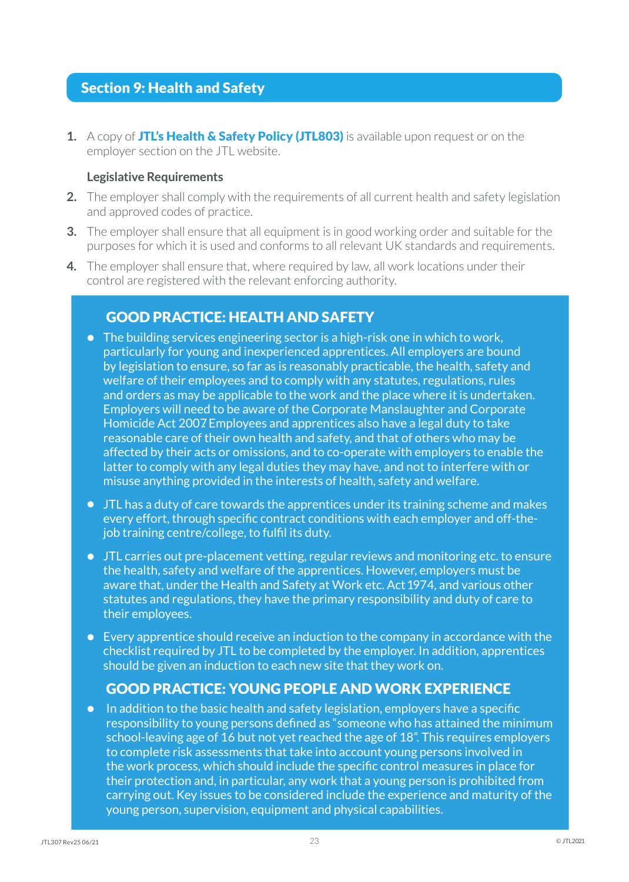## Section 9: Health and Safety

1. A copy of **JTL's Health & Safety Policy (JTL803)** is available upon request or on the employer section on the JTL website.

**Legislative Requirements**

2. The employer shall comply with the requirements of all current health and safety legislation and approved codes of practice.
3. The employer shall ensure that all equipment is in good working order and suitable for the purposes for which it is used and conforms to all relevant UK standards and requirements.
4. The employer shall ensure that, where required by law, all work locations under their control are registered with the relevant enforcing authority.

### GOOD PRACTICE: HEALTH AND SAFETY

- The building services engineering sector is a high-risk one in which to work, particularly for young and inexperienced apprentices. All employers are bound by legislation to ensure, so far as is reasonably practicable, the health, safety and welfare of their employees and to comply with any statutes, regulations, rules and orders as may be applicable to the work and the place where it is undertaken. Employers will need to be aware of the Corporate Manslaughter and Corporate Homicide Act 2007 Employees and apprentices also have a legal duty to take reasonable care of their own health and safety, and that of others who may be affected by their acts or omissions, and to co-operate with employers to enable the latter to comply with any legal duties they may have, and not to interfere with or misuse anything provided in the interests of health, safety and welfare.
- JTL has a duty of care towards the apprentices under its training scheme and makes every effort, through specific contract conditions with each employer and off-the-job training centre/college, to fulfil its duty.
- JTL carries out pre-placement vetting, regular reviews and monitoring etc. to ensure the health, safety and welfare of the apprentices. However, employers must be aware that, under the Health and Safety at Work etc. Act 1974, and various other statutes and regulations, they have the primary responsibility and duty of care to their employees.
- Every apprentice should receive an induction to the company in accordance with the checklist required by JTL to be completed by the employer. In addition, apprentices should be given an induction to each new site that they work on.

### GOOD PRACTICE: YOUNG PEOPLE AND WORK EXPERIENCE

- In addition to the basic health and safety legislation, employers have a specific responsibility to young persons defined as "someone who has attained the minimum school-leaving age of 16 but not yet reached the age of 18". This requires employers to complete risk assessments that take into account young persons involved in the work process, which should include the specific control measures in place for their protection and, in particular, any work that a young person is prohibited from carrying out. Key issues to be considered include the experience and maturity of the young person, supervision, equipment and physical capabilities.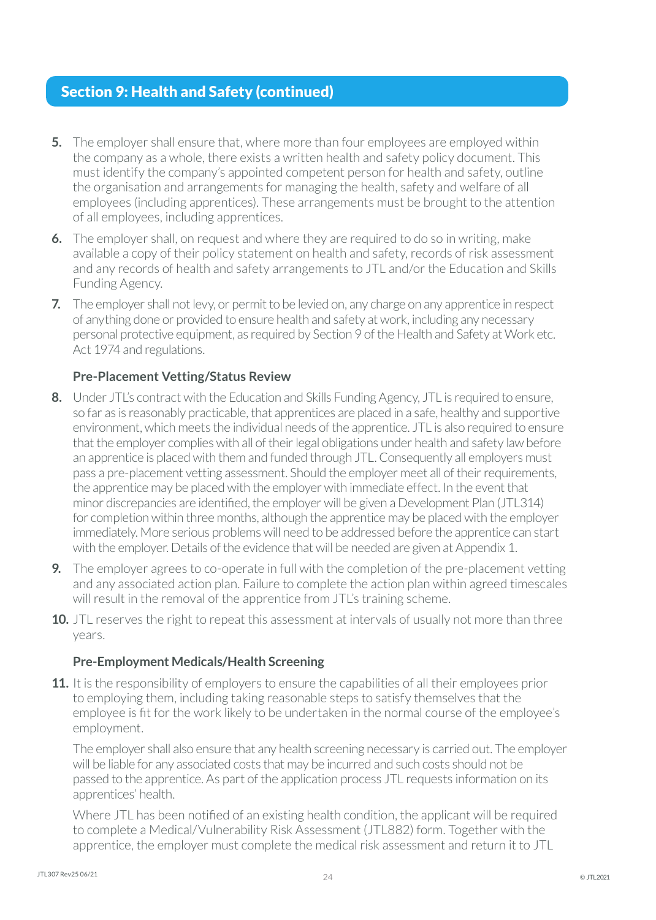## Section 9: Health and Safety (continued)

5. The employer shall ensure that, where more than four employees are employed within the company as a whole, there exists a written health and safety policy document. This must identify the company's appointed competent person for health and safety, outline the organisation and arrangements for managing the health, safety and welfare of all employees (including apprentices). These arrangements must be brought to the attention of all employees, including apprentices.

6. The employer shall, on request and where they are required to do so in writing, make available a copy of their policy statement on health and safety, records of risk assessment and any records of health and safety arrangements to JTL and/or the Education and Skills Funding Agency.

7. The employer shall not levy, or permit to be levied on, any charge on any apprentice in respect of anything done or provided to ensure health and safety at work, including any necessary personal protective equipment, as required by Section 9 of the Health and Safety at Work etc. Act 1974 and regulations.

### Pre-Placement Vetting/Status Review

8. Under JTL's contract with the Education and Skills Funding Agency, JTL is required to ensure, so far as is reasonably practicable, that apprentices are placed in a safe, healthy and supportive environment, which meets the individual needs of the apprentice. JTL is also required to ensure that the employer complies with all of their legal obligations under health and safety law before an apprentice is placed with them and funded through JTL. Consequently all employers must pass a pre-placement vetting assessment. Should the employer meet all of their requirements, the apprentice may be placed with the employer with immediate effect. In the event that minor discrepancies are identified, the employer will be given a Development Plan (JTL314) for completion within three months, although the apprentice may be placed with the employer immediately. More serious problems will need to be addressed before the apprentice can start with the employer. Details of the evidence that will be needed are given at Appendix 1.

9. The employer agrees to co-operate in full with the completion of the pre-placement vetting and any associated action plan. Failure to complete the action plan within agreed timescales will result in the removal of the apprentice from JTL's training scheme.

10. JTL reserves the right to repeat this assessment at intervals of usually not more than three years.

### Pre-Employment Medicals/Health Screening

11. It is the responsibility of employers to ensure the capabilities of all their employees prior to employing them, including taking reasonable steps to satisfy themselves that the employee is fit for the work likely to be undertaken in the normal course of the employee's employment.

    The employer shall also ensure that any health screening necessary is carried out. The employer will be liable for any associated costs that may be incurred and such costs should not be passed to the apprentice. As part of the application process JTL requests information on its apprentices' health.

    Where JTL has been notified of an existing health condition, the applicant will be required to complete a Medical/Vulnerability Risk Assessment (JTL882) form. Together with the apprentice, the employer must complete the medical risk assessment and return it to JTL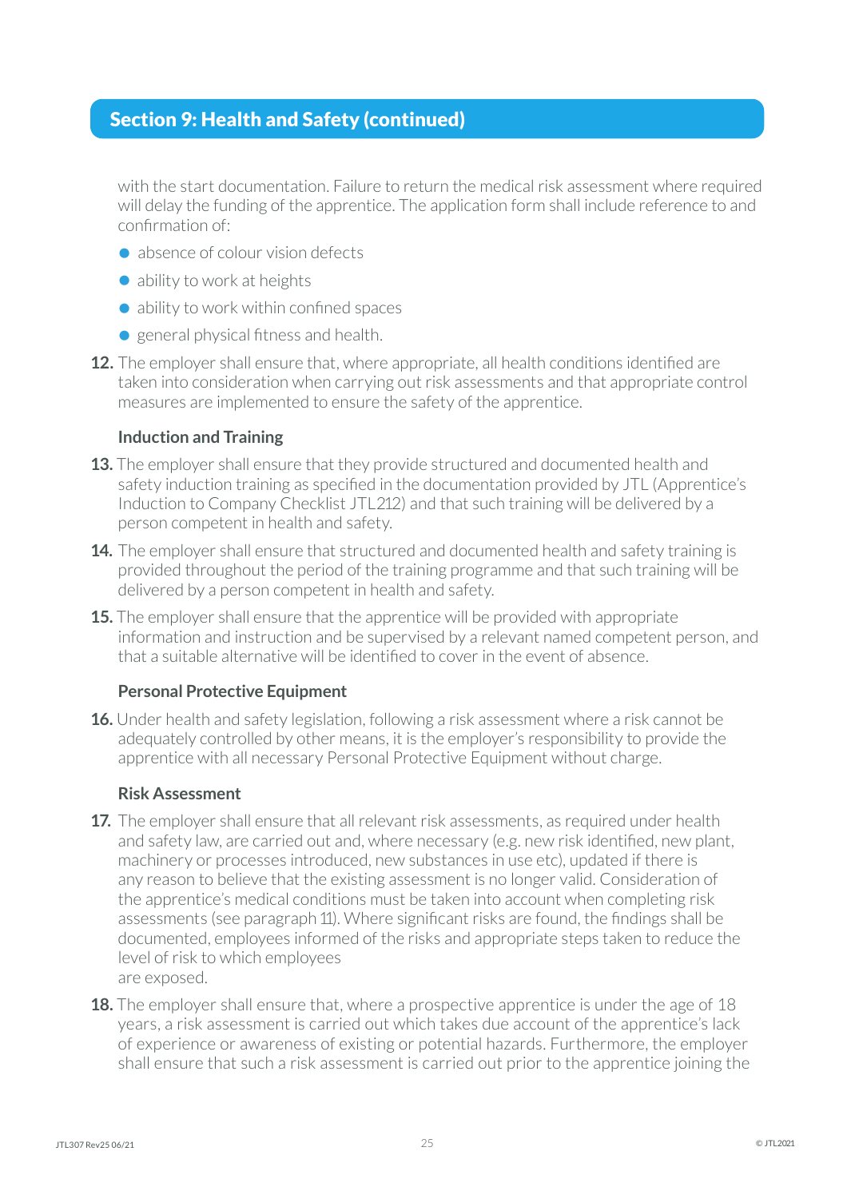## Section 9: Health and Safety (continued)

with the start documentation. Failure to return the medical risk assessment where required will delay the funding of the apprentice. The application form shall include reference to and confirmation of:

- absence of colour vision defects
- ability to work at heights
- ability to work within confined spaces
- general physical fitness and health.

**12.** The employer shall ensure that, where appropriate, all health conditions identified are taken into consideration when carrying out risk assessments and that appropriate control measures are implemented to ensure the safety of the apprentice.

### Induction and Training

**13.** The employer shall ensure that they provide structured and documented health and safety induction training as specified in the documentation provided by JTL (Apprentice's Induction to Company Checklist JTL212) and that such training will be delivered by a person competent in health and safety.

**14.** The employer shall ensure that structured and documented health and safety training is provided throughout the period of the training programme and that such training will be delivered by a person competent in health and safety.

**15.** The employer shall ensure that the apprentice will be provided with appropriate information and instruction and be supervised by a relevant named competent person, and that a suitable alternative will be identified to cover in the event of absence.

### Personal Protective Equipment

**16.** Under health and safety legislation, following a risk assessment where a risk cannot be adequately controlled by other means, it is the employer's responsibility to provide the apprentice with all necessary Personal Protective Equipment without charge.

### Risk Assessment

**17.** The employer shall ensure that all relevant risk assessments, as required under health and safety law, are carried out and, where necessary (e.g. new risk identified, new plant, machinery or processes introduced, new substances in use etc), updated if there is any reason to believe that the existing assessment is no longer valid. Consideration of the apprentice's medical conditions must be taken into account when completing risk assessments (see paragraph 11). Where significant risks are found, the findings shall be documented, employees informed of the risks and appropriate steps taken to reduce the level of risk to which employees are exposed.

**18.** The employer shall ensure that, where a prospective apprentice is under the age of 18 years, a risk assessment is carried out which takes due account of the apprentice's lack of experience or awareness of existing or potential hazards. Furthermore, the employer shall ensure that such a risk assessment is carried out prior to the apprentice joining the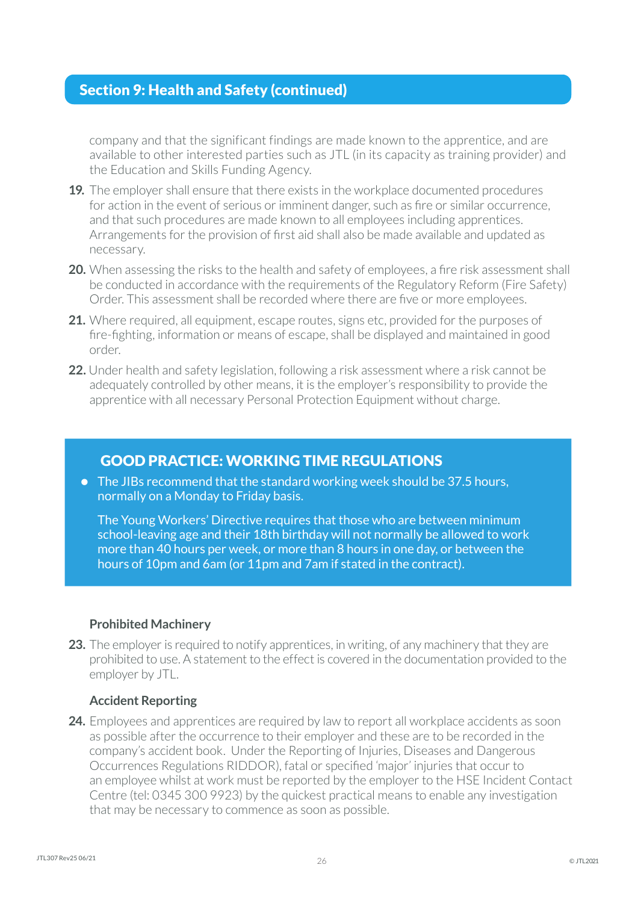## Section 9: Health and Safety (continued)

company and that the significant findings are made known to the apprentice, and are available to other interested parties such as JTL (in its capacity as training provider) and the Education and Skills Funding Agency.

**19.** The employer shall ensure that there exists in the workplace documented procedures for action in the event of serious or imminent danger, such as fire or similar occurrence, and that such procedures are made known to all employees including apprentices. Arrangements for the provision of first aid shall also be made available and updated as necessary.

**20.** When assessing the risks to the health and safety of employees, a fire risk assessment shall be conducted in accordance with the requirements of the Regulatory Reform (Fire Safety) Order. This assessment shall be recorded where there are five or more employees.

**21.** Where required, all equipment, escape routes, signs etc, provided for the purposes of fire-fighting, information or means of escape, shall be displayed and maintained in good order.

**22.** Under health and safety legislation, following a risk assessment where a risk cannot be adequately controlled by other means, it is the employer's responsibility to provide the apprentice with all necessary Personal Protection Equipment without charge.

### GOOD PRACTICE: WORKING TIME REGULATIONS

- The JIBs recommend that the standard working week should be 37.5 hours, normally on a Monday to Friday basis.

  The Young Workers' Directive requires that those who are between minimum school-leaving age and their 18th birthday will not normally be allowed to work more than 40 hours per week, or more than 8 hours in one day, or between the hours of 10pm and 6am (or 11pm and 7am if stated in the contract).

### Prohibited Machinery

**23.** The employer is required to notify apprentices, in writing, of any machinery that they are prohibited to use. A statement to the effect is covered in the documentation provided to the employer by JTL.

### Accident Reporting

**24.** Employees and apprentices are required by law to report all workplace accidents as soon as possible after the occurrence to their employer and these are to be recorded in the company's accident book. Under the Reporting of Injuries, Diseases and Dangerous Occurrences Regulations RIDDOR), fatal or specified 'major' injuries that occur to an employee whilst at work must be reported by the employer to the HSE Incident Contact Centre (tel: 0345 300 9923) by the quickest practical means to enable any investigation that may be necessary to commence as soon as possible.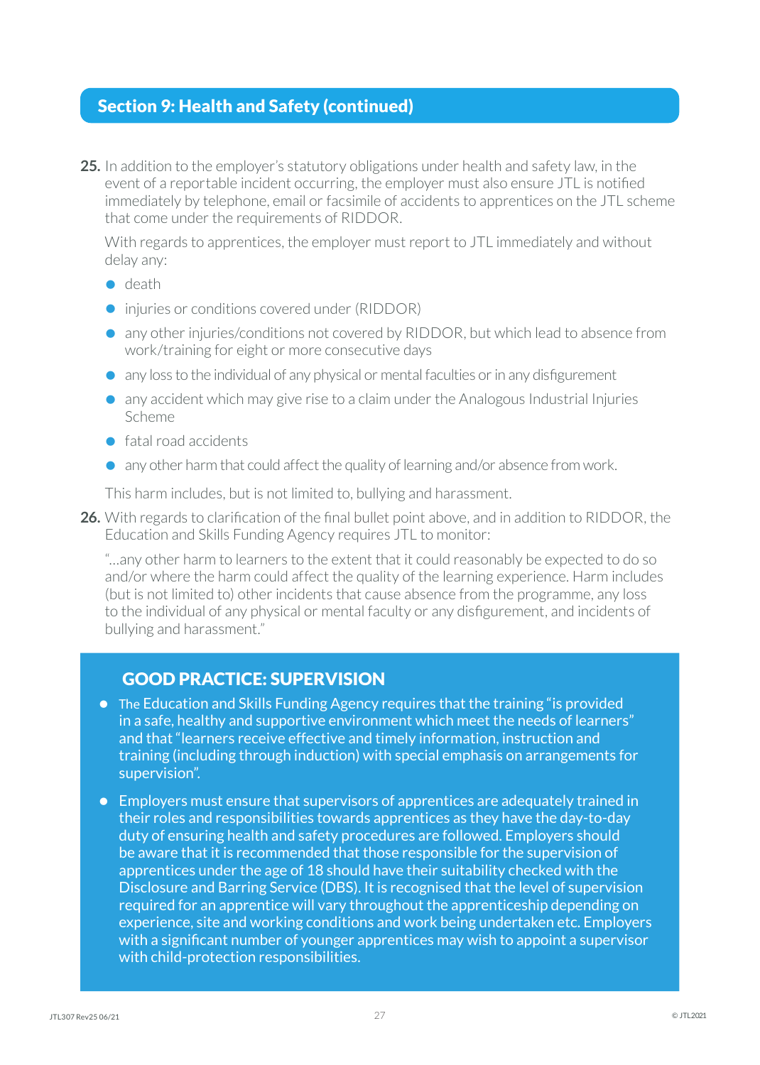## Section 9: Health and Safety (continued)

**25.** In addition to the employer's statutory obligations under health and safety law, in the event of a reportable incident occurring, the employer must also ensure JTL is notified immediately by telephone, email or facsimile of accidents to apprentices on the JTL scheme that come under the requirements of RIDDOR.

With regards to apprentices, the employer must report to JTL immediately and without delay any:

- death
- injuries or conditions covered under (RIDDOR)
- any other injuries/conditions not covered by RIDDOR, but which lead to absence from work/training for eight or more consecutive days
- any loss to the individual of any physical or mental faculties or in any disfigurement
- any accident which may give rise to a claim under the Analogous Industrial Injuries Scheme
- fatal road accidents
- any other harm that could affect the quality of learning and/or absence from work.

This harm includes, but is not limited to, bullying and harassment.

**26.** With regards to clarification of the final bullet point above, and in addition to RIDDOR, the Education and Skills Funding Agency requires JTL to monitor:

"...any other harm to learners to the extent that it could reasonably be expected to do so and/or where the harm could affect the quality of the learning experience. Harm includes (but is not limited to) other incidents that cause absence from the programme, any loss to the individual of any physical or mental faculty or any disfigurement, and incidents of bullying and harassment."

### GOOD PRACTICE: SUPERVISION

- The Education and Skills Funding Agency requires that the training "is provided in a safe, healthy and supportive environment which meet the needs of learners" and that "learners receive effective and timely information, instruction and training (including through induction) with special emphasis on arrangements for supervision".
- Employers must ensure that supervisors of apprentices are adequately trained in their roles and responsibilities towards apprentices as they have the day-to-day duty of ensuring health and safety procedures are followed. Employers should be aware that it is recommended that those responsible for the supervision of apprentices under the age of 18 should have their suitability checked with the Disclosure and Barring Service (DBS). It is recognised that the level of supervision required for an apprentice will vary throughout the apprenticeship depending on experience, site and working conditions and work being undertaken etc. Employers with a significant number of younger apprentices may wish to appoint a supervisor with child-protection responsibilities.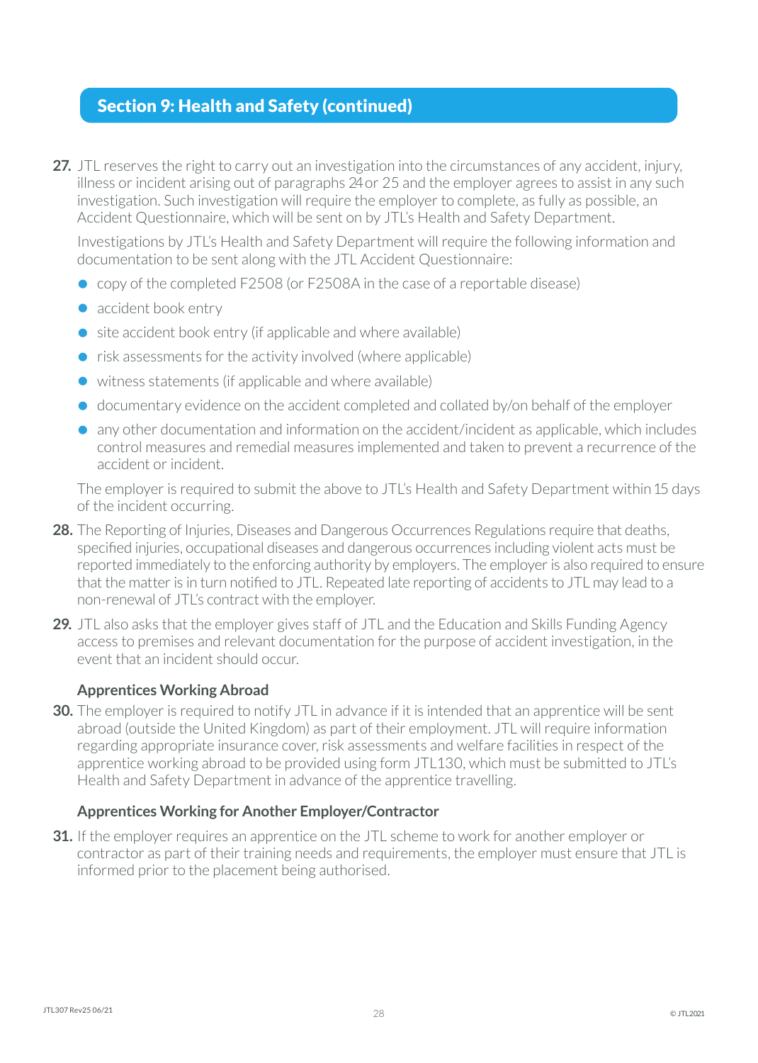## Section 9: Health and Safety (continued)

**27.** JTL reserves the right to carry out an investigation into the circumstances of any accident, injury, illness or incident arising out of paragraphs 24 or 25 and the employer agrees to assist in any such investigation. Such investigation will require the employer to complete, as fully as possible, an Accident Questionnaire, which will be sent on by JTL's Health and Safety Department.

Investigations by JTL's Health and Safety Department will require the following information and documentation to be sent along with the JTL Accident Questionnaire:

- copy of the completed F2508 (or F2508A in the case of a reportable disease)
- accident book entry
- site accident book entry (if applicable and where available)
- risk assessments for the activity involved (where applicable)
- witness statements (if applicable and where available)
- documentary evidence on the accident completed and collated by/on behalf of the employer
- any other documentation and information on the accident/incident as applicable, which includes control measures and remedial measures implemented and taken to prevent a recurrence of the accident or incident.

The employer is required to submit the above to JTL's Health and Safety Department within 15 days of the incident occurring.

**28.** The Reporting of Injuries, Diseases and Dangerous Occurrences Regulations require that deaths, specified injuries, occupational diseases and dangerous occurrences including violent acts must be reported immediately to the enforcing authority by employers. The employer is also required to ensure that the matter is in turn notified to JTL. Repeated late reporting of accidents to JTL may lead to a non-renewal of JTL's contract with the employer.

**29.** JTL also asks that the employer gives staff of JTL and the Education and Skills Funding Agency access to premises and relevant documentation for the purpose of accident investigation, in the event that an incident should occur.

### Apprentices Working Abroad

**30.** The employer is required to notify JTL in advance if it is intended that an apprentice will be sent abroad (outside the United Kingdom) as part of their employment. JTL will require information regarding appropriate insurance cover, risk assessments and welfare facilities in respect of the apprentice working abroad to be provided using form JTL130, which must be submitted to JTL's Health and Safety Department in advance of the apprentice travelling.

### Apprentices Working for Another Employer/Contractor

**31.** If the employer requires an apprentice on the JTL scheme to work for another employer or contractor as part of their training needs and requirements, the employer must ensure that JTL is informed prior to the placement being authorised.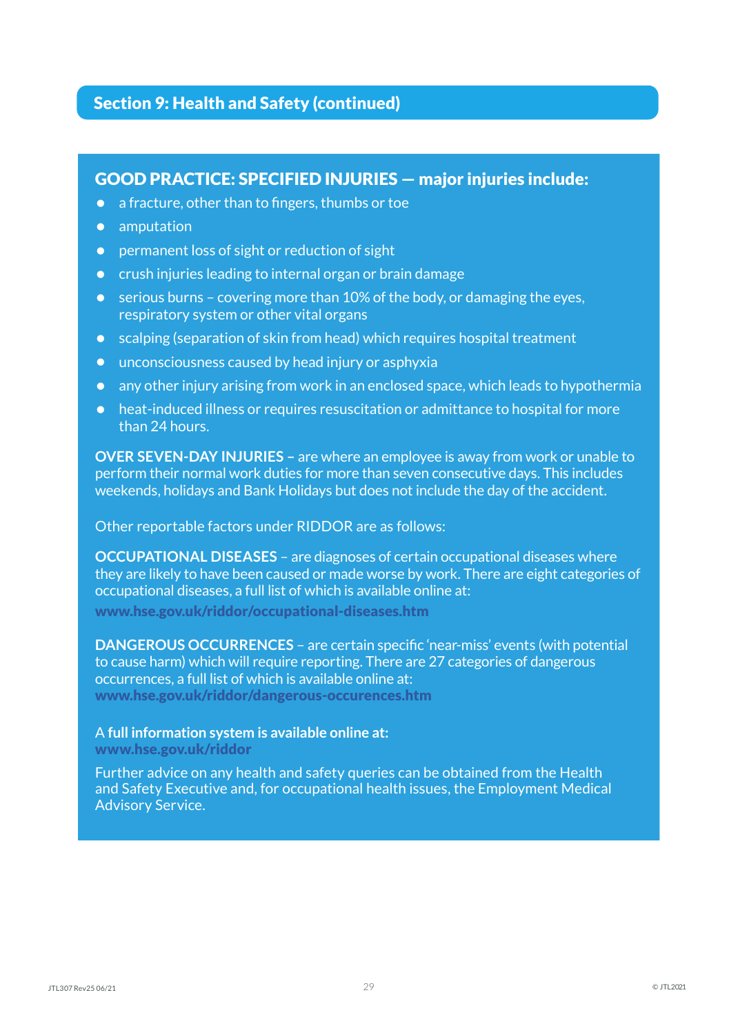## Section 9: Health and Safety (continued)

### GOOD PRACTICE: SPECIFIED INJURIES — major injuries include:

- a fracture, other than to fingers, thumbs or toe
- amputation
- permanent loss of sight or reduction of sight
- crush injuries leading to internal organ or brain damage
- serious burns – covering more than 10% of the body, or damaging the eyes, respiratory system or other vital organs
- scalping (separation of skin from head) which requires hospital treatment
- unconsciousness caused by head injury or asphyxia
- any other injury arising from work in an enclosed space, which leads to hypothermia
- heat-induced illness or requires resuscitation or admittance to hospital for more than 24 hours.

**OVER SEVEN-DAY INJURIES –** are where an employee is away from work or unable to perform their normal work duties for more than seven consecutive days. This includes weekends, holidays and Bank Holidays but does not include the day of the accident.

Other reportable factors under RIDDOR are as follows:

**OCCUPATIONAL DISEASES** – are diagnoses of certain occupational diseases where they are likely to have been caused or made worse by work. There are eight categories of occupational diseases, a full list of which is available online at:
**www.hse.gov.uk/riddor/occupational-diseases.htm**

**DANGEROUS OCCURRENCES** – are certain specific 'near-miss' events (with potential to cause harm) which will require reporting. There are 27 categories of dangerous occurrences, a full list of which is available online at:
**www.hse.gov.uk/riddor/dangerous-occurences.htm**

A **full information system is available online at:**
**www.hse.gov.uk/riddor**

Further advice on any health and safety queries can be obtained from the Health and Safety Executive and, for occupational health issues, the Employment Medical Advisory Service.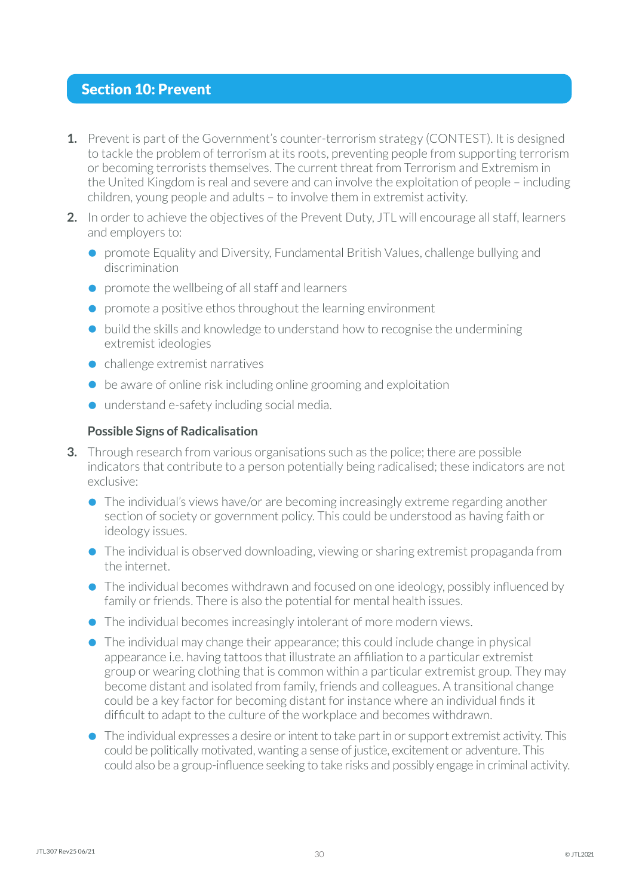## Section 10: Prevent

1. Prevent is part of the Government's counter-terrorism strategy (CONTEST). It is designed to tackle the problem of terrorism at its roots, preventing people from supporting terrorism or becoming terrorists themselves. The current threat from Terrorism and Extremism in the United Kingdom is real and severe and can involve the exploitation of people – including children, young people and adults – to involve them in extremist activity.

2. In order to achieve the objectives of the Prevent Duty, JTL will encourage all staff, learners and employers to:
   - promote Equality and Diversity, Fundamental British Values, challenge bullying and discrimination
   - promote the wellbeing of all staff and learners
   - promote a positive ethos throughout the learning environment
   - build the skills and knowledge to understand how to recognise the undermining extremist ideologies
   - challenge extremist narratives
   - be aware of online risk including online grooming and exploitation
   - understand e-safety including social media.

### Possible Signs of Radicalisation

3. Through research from various organisations such as the police; there are possible indicators that contribute to a person potentially being radicalised; these indicators are not exclusive:
   - The individual's views have/or are becoming increasingly extreme regarding another section of society or government policy. This could be understood as having faith or ideology issues.
   - The individual is observed downloading, viewing or sharing extremist propaganda from the internet.
   - The individual becomes withdrawn and focused on one ideology, possibly influenced by family or friends. There is also the potential for mental health issues.
   - The individual becomes increasingly intolerant of more modern views.
   - The individual may change their appearance; this could include change in physical appearance i.e. having tattoos that illustrate an affiliation to a particular extremist group or wearing clothing that is common within a particular extremist group. They may become distant and isolated from family, friends and colleagues. A transitional change could be a key factor for becoming distant for instance where an individual finds it difficult to adapt to the culture of the workplace and becomes withdrawn.
   - The individual expresses a desire or intent to take part in or support extremist activity. This could be politically motivated, wanting a sense of justice, excitement or adventure. This could also be a group-influence seeking to take risks and possibly engage in criminal activity.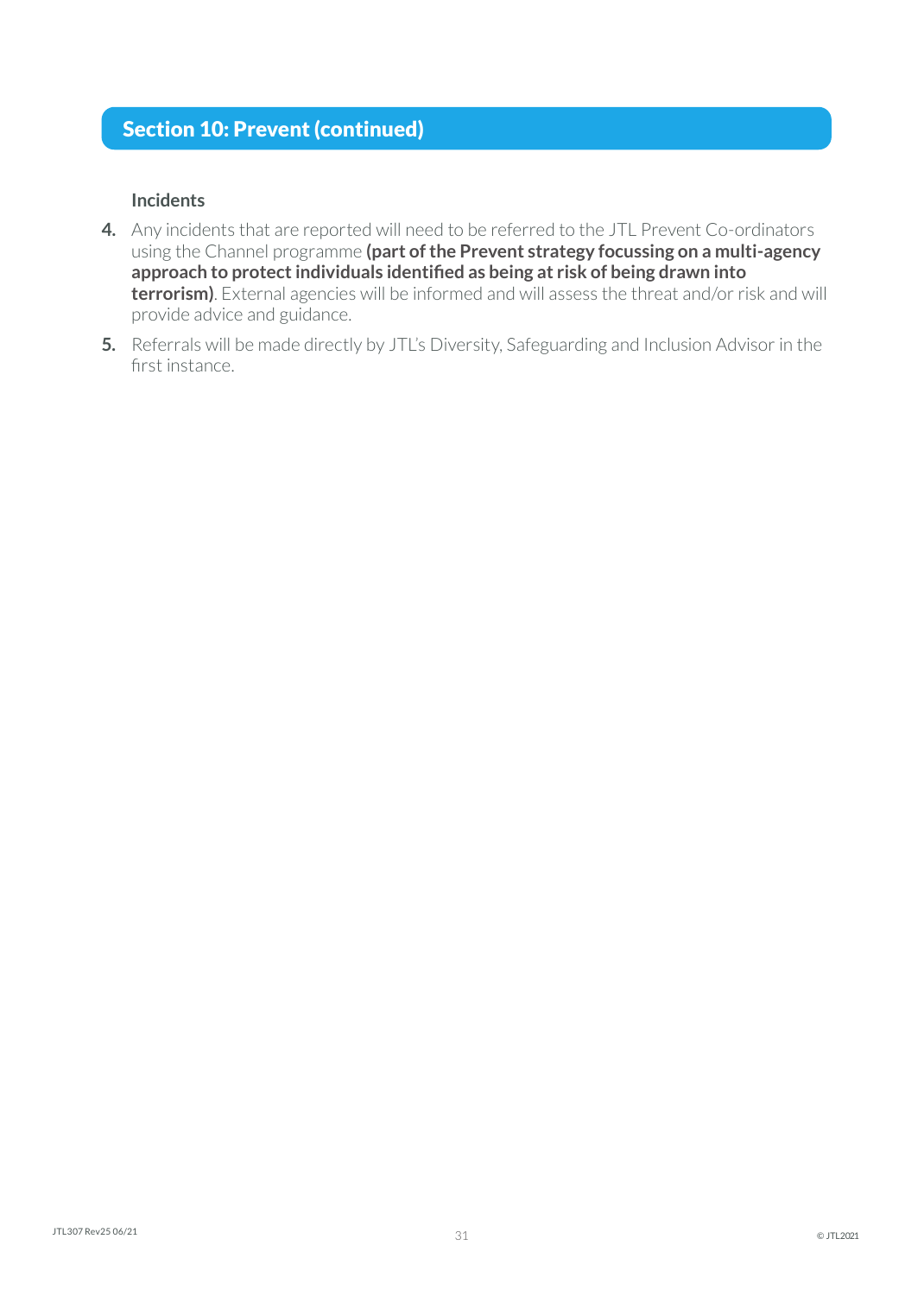## Section 10: Prevent (continued)

**Incidents**

4. Any incidents that are reported will need to be referred to the JTL Prevent Co-ordinators using the Channel programme **(part of the Prevent strategy focussing on a multi-agency approach to protect individuals identified as being at risk of being drawn into terrorism)**. External agencies will be informed and will assess the threat and/or risk and will provide advice and guidance.
5. Referrals will be made directly by JTL's Diversity, Safeguarding and Inclusion Advisor in the first instance.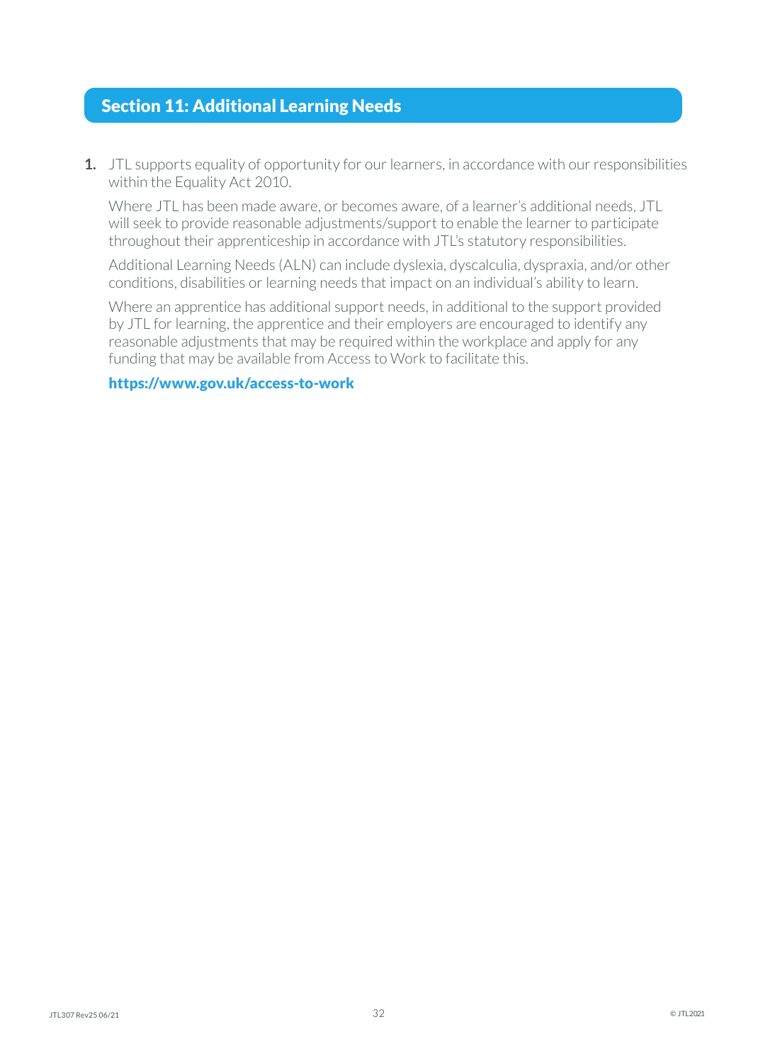## Section 11: Additional Learning Needs

1. JTL supports equality of opportunity for our learners, in accordance with our responsibilities within the Equality Act 2010.

   Where JTL has been made aware, or becomes aware, of a learner's additional needs, JTL will seek to provide reasonable adjustments/support to enable the learner to participate throughout their apprenticeship in accordance with JTL's statutory responsibilities.

   Additional Learning Needs (ALN) can include dyslexia, dyscalculia, dyspraxia, and/or other conditions, disabilities or learning needs that impact on an individual's ability to learn.

   Where an apprentice has additional support needs, in additional to the support provided by JTL for learning, the apprentice and their employers are encouraged to identify any reasonable adjustments that may be required within the workplace and apply for any funding that may be available from Access to Work to facilitate this.

   **https://www.gov.uk/access-to-work**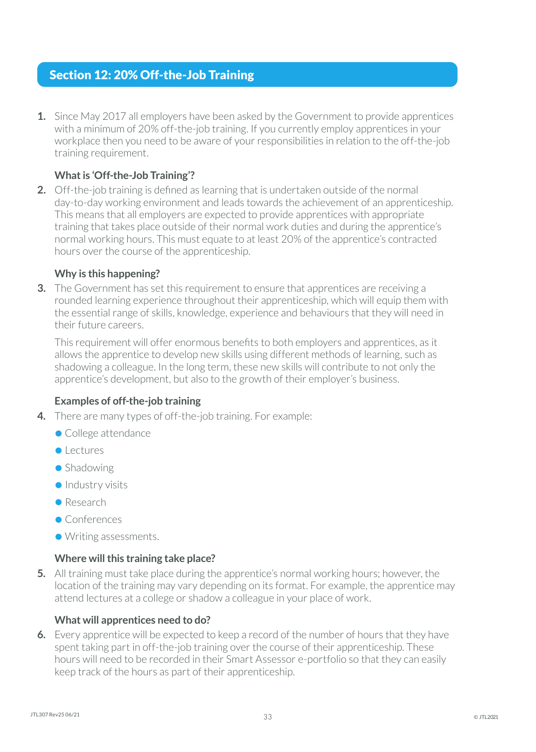## Section 12: 20% Off-the-Job Training

1. Since May 2017 all employers have been asked by the Government to provide apprentices with a minimum of 20% off-the-job training. If you currently employ apprentices in your workplace then you need to be aware of your responsibilities in relation to the off-the-job training requirement.

### What is 'Off-the-Job Training'?

2. Off-the-job training is defined as learning that is undertaken outside of the normal day-to-day working environment and leads towards the achievement of an apprenticeship. This means that all employers are expected to provide apprentices with appropriate training that takes place outside of their normal work duties and during the apprentice's normal working hours. This must equate to at least 20% of the apprentice's contracted hours over the course of the apprenticeship.

### Why is this happening?

3. The Government has set this requirement to ensure that apprentices are receiving a rounded learning experience throughout their apprenticeship, which will equip them with the essential range of skills, knowledge, experience and behaviours that they will need in their future careers.

   This requirement will offer enormous benefits to both employers and apprentices, as it allows the apprentice to develop new skills using different methods of learning, such as shadowing a colleague. In the long term, these new skills will contribute to not only the apprentice's development, but also to the growth of their employer's business.

### Examples of off-the-job training

4. There are many types of off-the-job training. For example:
   - College attendance
   - Lectures
   - Shadowing
   - Industry visits
   - Research
   - Conferences
   - Writing assessments.

### Where will this training take place?

5. All training must take place during the apprentice's normal working hours; however, the location of the training may vary depending on its format. For example, the apprentice may attend lectures at a college or shadow a colleague in your place of work.

### What will apprentices need to do?

6. Every apprentice will be expected to keep a record of the number of hours that they have spent taking part in off-the-job training over the course of their apprenticeship. These hours will need to be recorded in their Smart Assessor e-portfolio so that they can easily keep track of the hours as part of their apprenticeship.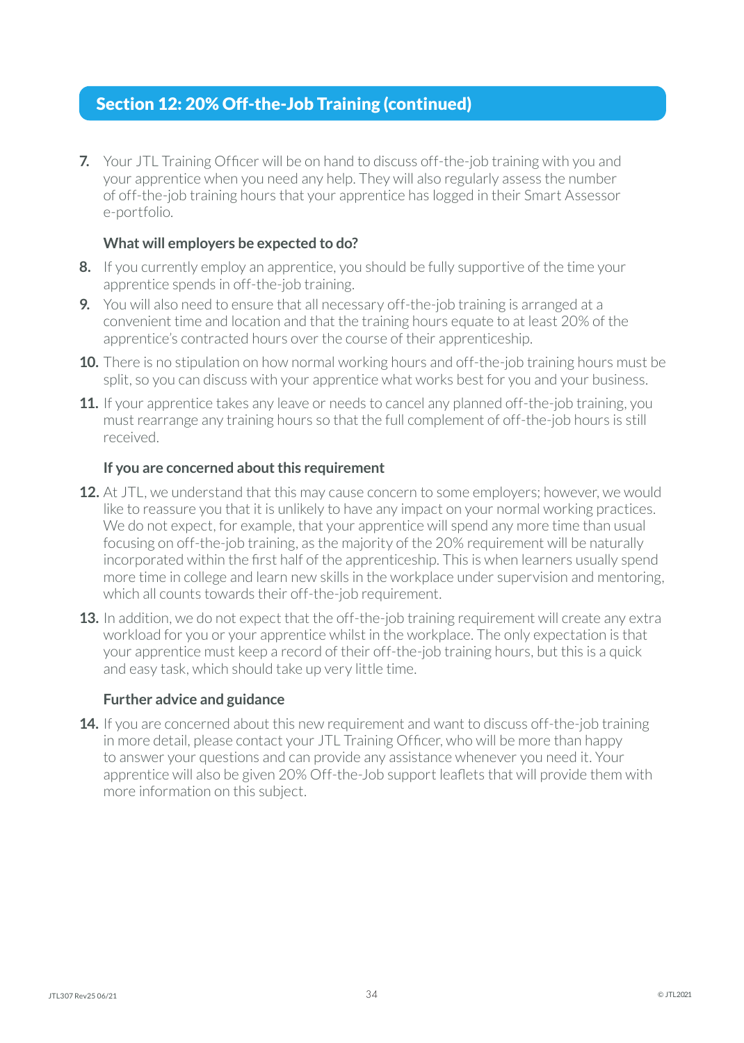## Section 12: 20% Off-the-Job Training (continued)

7. Your JTL Training Officer will be on hand to discuss off-the-job training with you and your apprentice when you need any help. They will also regularly assess the number of off-the-job training hours that your apprentice has logged in their Smart Assessor e-portfolio.

**What will employers be expected to do?**

8. If you currently employ an apprentice, you should be fully supportive of the time your apprentice spends in off-the-job training.
9. You will also need to ensure that all necessary off-the-job training is arranged at a convenient time and location and that the training hours equate to at least 20% of the apprentice's contracted hours over the course of their apprenticeship.
10. There is no stipulation on how normal working hours and off-the-job training hours must be split, so you can discuss with your apprentice what works best for you and your business.
11. If your apprentice takes any leave or needs to cancel any planned off-the-job training, you must rearrange any training hours so that the full complement of off-the-job hours is still received.

**If you are concerned about this requirement**

12. At JTL, we understand that this may cause concern to some employers; however, we would like to reassure you that it is unlikely to have any impact on your normal working practices. We do not expect, for example, that your apprentice will spend any more time than usual focusing on off-the-job training, as the majority of the 20% requirement will be naturally incorporated within the first half of the apprenticeship. This is when learners usually spend more time in college and learn new skills in the workplace under supervision and mentoring, which all counts towards their off-the-job requirement.
13. In addition, we do not expect that the off-the-job training requirement will create any extra workload for you or your apprentice whilst in the workplace. The only expectation is that your apprentice must keep a record of their off-the-job training hours, but this is a quick and easy task, which should take up very little time.

**Further advice and guidance**

14. If you are concerned about this new requirement and want to discuss off-the-job training in more detail, please contact your JTL Training Officer, who will be more than happy to answer your questions and can provide any assistance whenever you need it. Your apprentice will also be given 20% Off-the-Job support leaflets that will provide them with more information on this subject.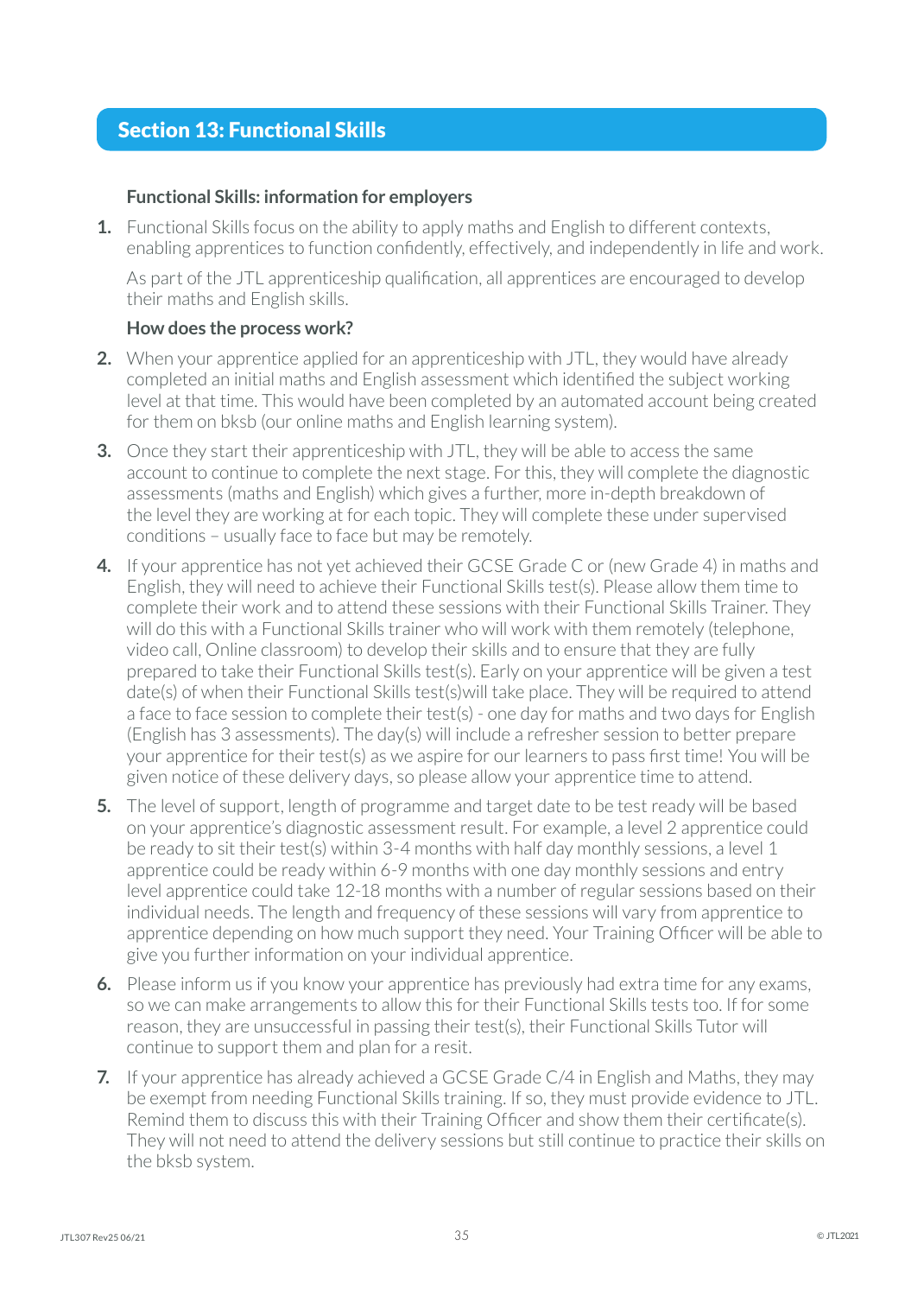## Section 13: Functional Skills

### Functional Skills: information for employers

1. Functional Skills focus on the ability to apply maths and English to different contexts, enabling apprentices to function confidently, effectively, and independently in life and work.

   As part of the JTL apprenticeship qualification, all apprentices are encouraged to develop their maths and English skills.

### How does the process work?

2. When your apprentice applied for an apprenticeship with JTL, they would have already completed an initial maths and English assessment which identified the subject working level at that time. This would have been completed by an automated account being created for them on bksb (our online maths and English learning system).

3. Once they start their apprenticeship with JTL, they will be able to access the same account to continue to complete the next stage. For this, they will complete the diagnostic assessments (maths and English) which gives a further, more in-depth breakdown of the level they are working at for each topic. They will complete these under supervised conditions – usually face to face but may be remotely.

4. If your apprentice has not yet achieved their GCSE Grade C or (new Grade 4) in maths and English, they will need to achieve their Functional Skills test(s). Please allow them time to complete their work and to attend these sessions with their Functional Skills Trainer. They will do this with a Functional Skills trainer who will work with them remotely (telephone, video call, Online classroom) to develop their skills and to ensure that they are fully prepared to take their Functional Skills test(s). Early on your apprentice will be given a test date(s) of when their Functional Skills test(s)will take place. They will be required to attend a face to face session to complete their test(s) - one day for maths and two days for English (English has 3 assessments). The day(s) will include a refresher session to better prepare your apprentice for their test(s) as we aspire for our learners to pass first time! You will be given notice of these delivery days, so please allow your apprentice time to attend.

5. The level of support, length of programme and target date to be test ready will be based on your apprentice's diagnostic assessment result. For example, a level 2 apprentice could be ready to sit their test(s) within 3-4 months with half day monthly sessions, a level 1 apprentice could be ready within 6-9 months with one day monthly sessions and entry level apprentice could take 12-18 months with a number of regular sessions based on their individual needs. The length and frequency of these sessions will vary from apprentice to apprentice depending on how much support they need. Your Training Officer will be able to give you further information on your individual apprentice.

6. Please inform us if you know your apprentice has previously had extra time for any exams, so we can make arrangements to allow this for their Functional Skills tests too. If for some reason, they are unsuccessful in passing their test(s), their Functional Skills Tutor will continue to support them and plan for a resit.

7. If your apprentice has already achieved a GCSE Grade C/4 in English and Maths, they may be exempt from needing Functional Skills training. If so, they must provide evidence to JTL. Remind them to discuss this with their Training Officer and show them their certificate(s). They will not need to attend the delivery sessions but still continue to practice their skills on the bksb system.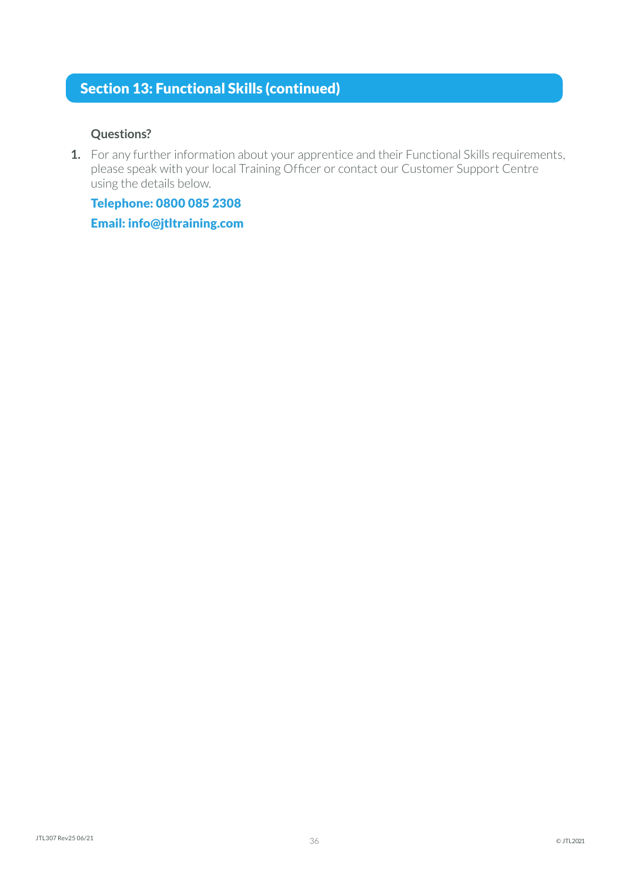## Section 13: Functional Skills (continued)

**Questions?**

1. For any further information about your apprentice and their Functional Skills requirements, please speak with your local Training Officer or contact our Customer Support Centre using the details below.

   **Telephone: 0800 085 2308**

   **Email: info@jtltraining.com**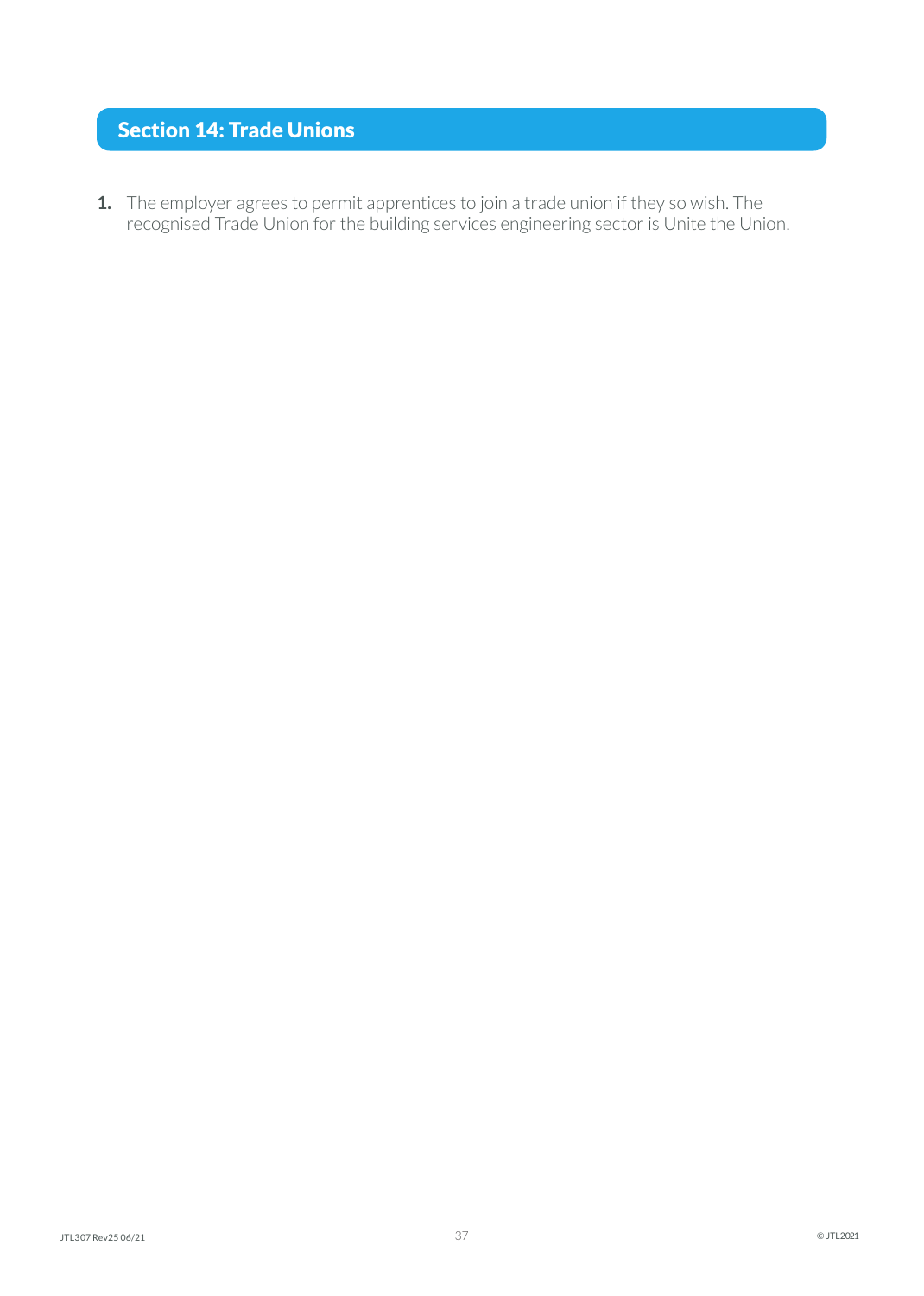## Section 14: Trade Unions

1. The employer agrees to permit apprentices to join a trade union if they so wish. The recognised Trade Union for the building services engineering sector is Unite the Union.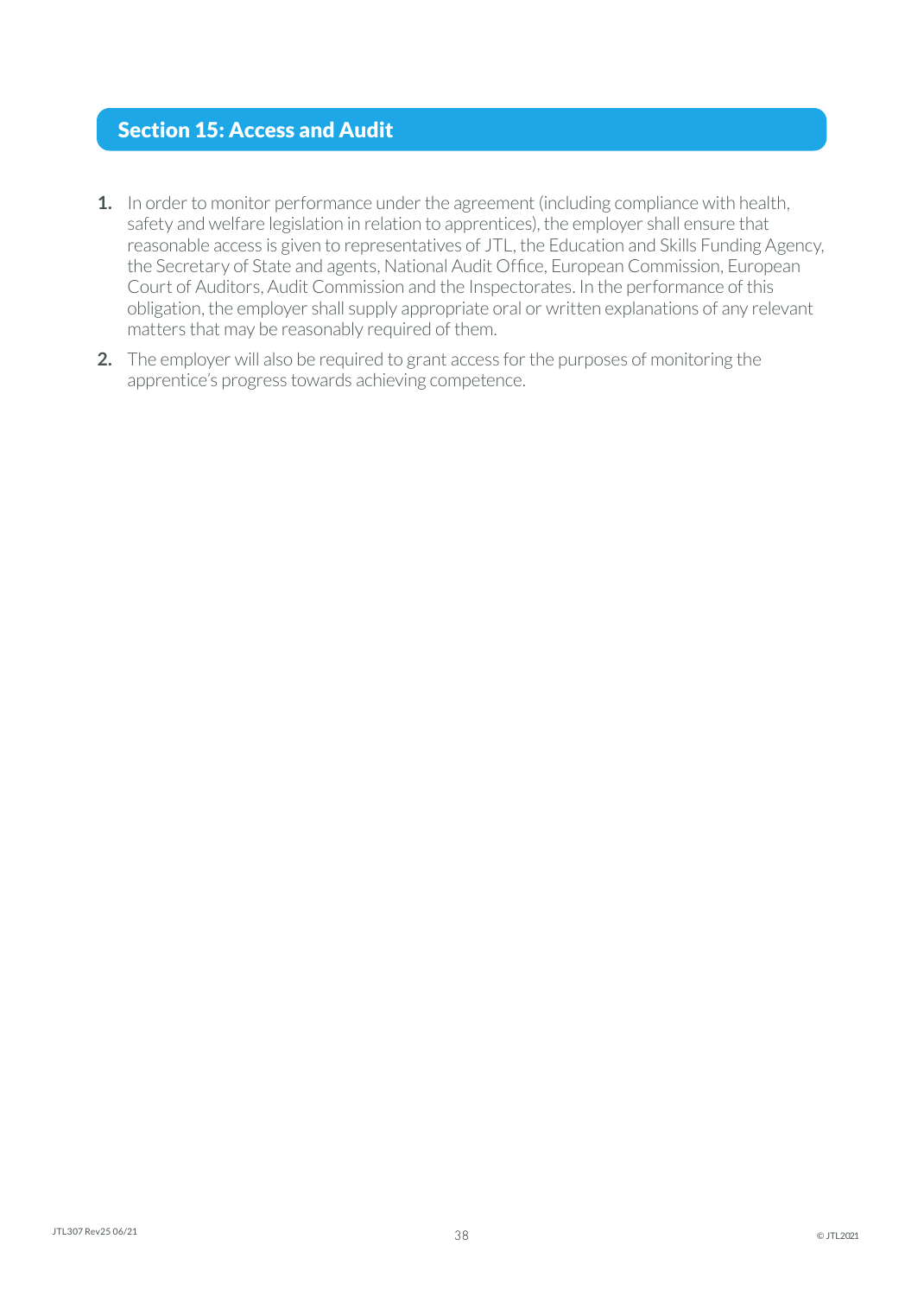## Section 15: Access and Audit

1. In order to monitor performance under the agreement (including compliance with health, safety and welfare legislation in relation to apprentices), the employer shall ensure that reasonable access is given to representatives of JTL, the Education and Skills Funding Agency, the Secretary of State and agents, National Audit Office, European Commission, European Court of Auditors, Audit Commission and the Inspectorates. In the performance of this obligation, the employer shall supply appropriate oral or written explanations of any relevant matters that may be reasonably required of them.
2. The employer will also be required to grant access for the purposes of monitoring the apprentice's progress towards achieving competence.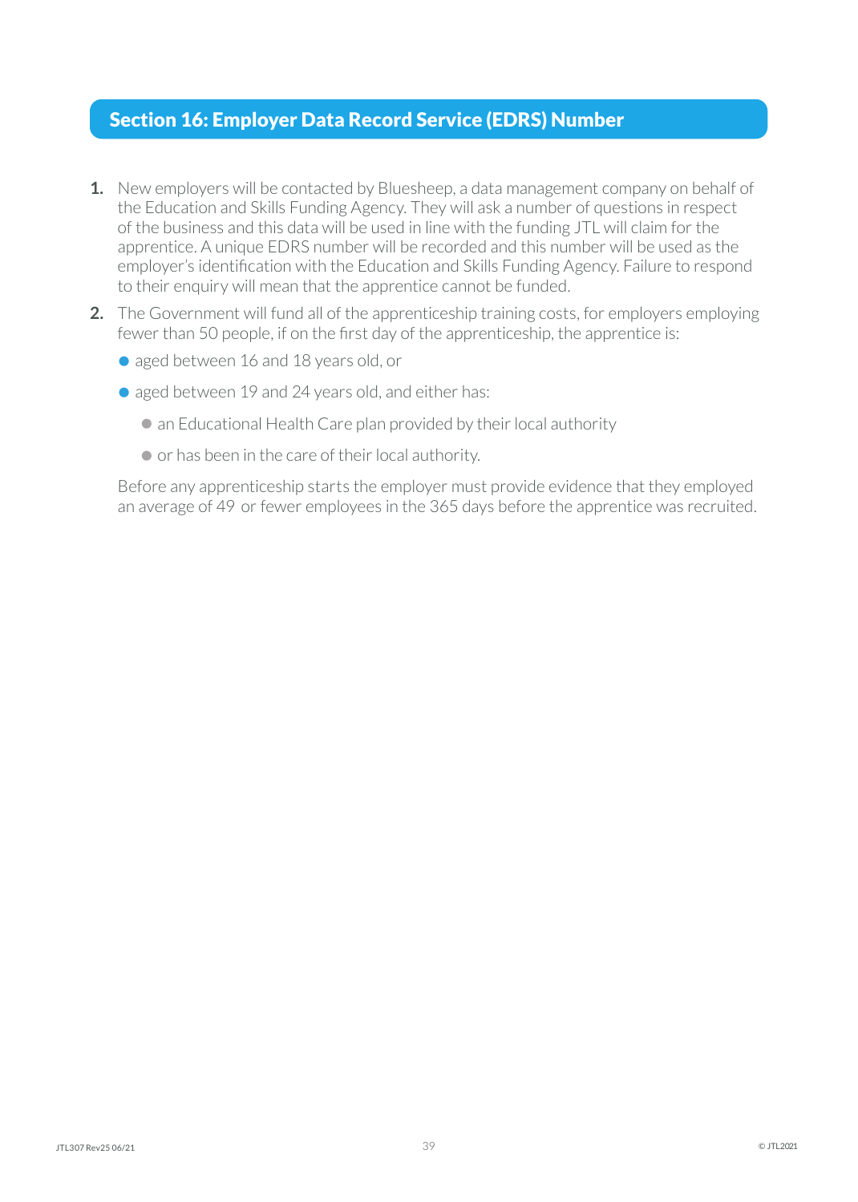## Section 16: Employer Data Record Service (EDRS) Number

1. New employers will be contacted by Bluesheep, a data management company on behalf of the Education and Skills Funding Agency. They will ask a number of questions in respect of the business and this data will be used in line with the funding JTL will claim for the apprentice. A unique EDRS number will be recorded and this number will be used as the employer's identification with the Education and Skills Funding Agency. Failure to respond to their enquiry will mean that the apprentice cannot be funded.

2. The Government will fund all of the apprenticeship training costs, for employers employing fewer than 50 people, if on the first day of the apprenticeship, the apprentice is:

   - aged between 16 and 18 years old, or
   - aged between 19 and 24 years old, and either has:
     - an Educational Health Care plan provided by their local authority
     - or has been in the care of their local authority.

   Before any apprenticeship starts the employer must provide evidence that they employed an average of 49 or fewer employees in the 365 days before the apprentice was recruited.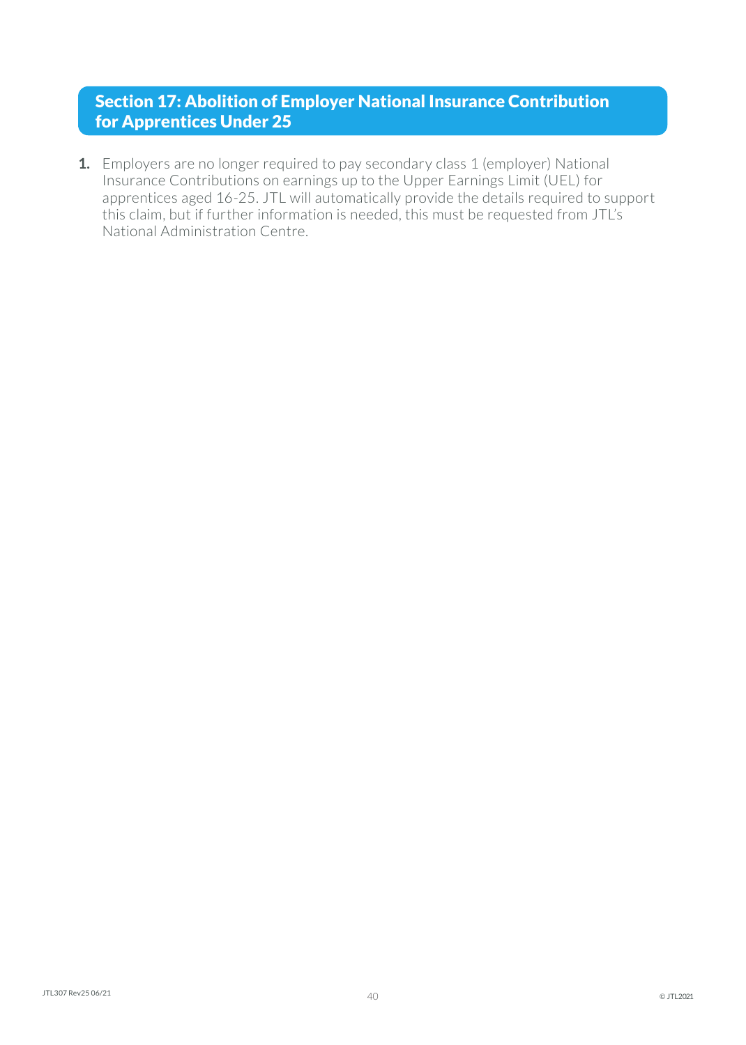## Section 17: Abolition of Employer National Insurance Contribution for Apprentices Under 25

1. Employers are no longer required to pay secondary class 1 (employer) National Insurance Contributions on earnings up to the Upper Earnings Limit (UEL) for apprentices aged 16-25. JTL will automatically provide the details required to support this claim, but if further information is needed, this must be requested from JTL's National Administration Centre.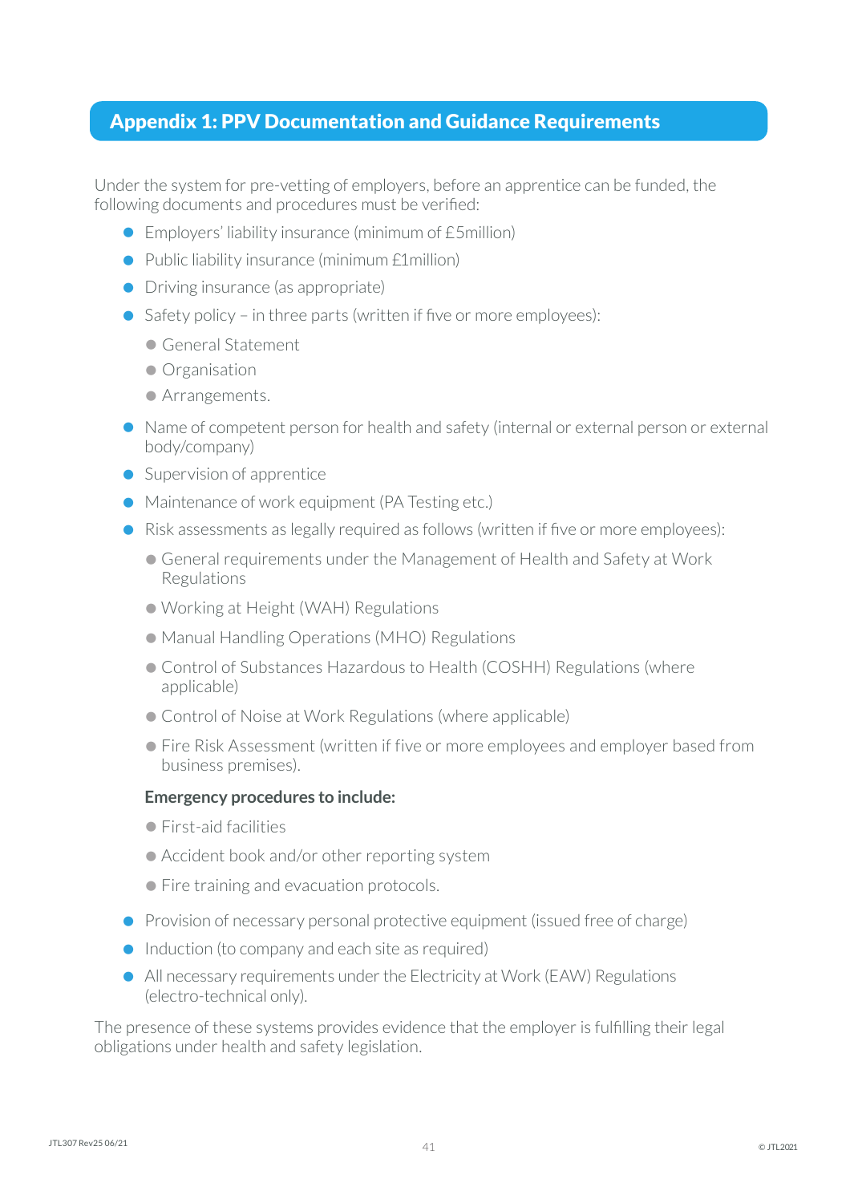## Appendix 1: PPV Documentation and Guidance Requirements

Under the system for pre-vetting of employers, before an apprentice can be funded, the following documents and procedures must be verified:

- Employers' liability insurance (minimum of £5million)
- Public liability insurance (minimum £1million)
- Driving insurance (as appropriate)
- Safety policy – in three parts (written if five or more employees):
  - General Statement
  - Organisation
  - Arrangements.
- Name of competent person for health and safety (internal or external person or external body/company)
- Supervision of apprentice
- Maintenance of work equipment (PA Testing etc.)
- Risk assessments as legally required as follows (written if five or more employees):
  - General requirements under the Management of Health and Safety at Work Regulations
  - Working at Height (WAH) Regulations
  - Manual Handling Operations (MHO) Regulations
  - Control of Substances Hazardous to Health (COSHH) Regulations (where applicable)
  - Control of Noise at Work Regulations (where applicable)
  - Fire Risk Assessment (written if five or more employees and employer based from business premises).

  **Emergency procedures to include:**

  - First-aid facilities
  - Accident book and/or other reporting system
  - Fire training and evacuation protocols.
- Provision of necessary personal protective equipment (issued free of charge)
- Induction (to company and each site as required)
- All necessary requirements under the Electricity at Work (EAW) Regulations (electro-technical only).

The presence of these systems provides evidence that the employer is fulfilling their legal obligations under health and safety legislation.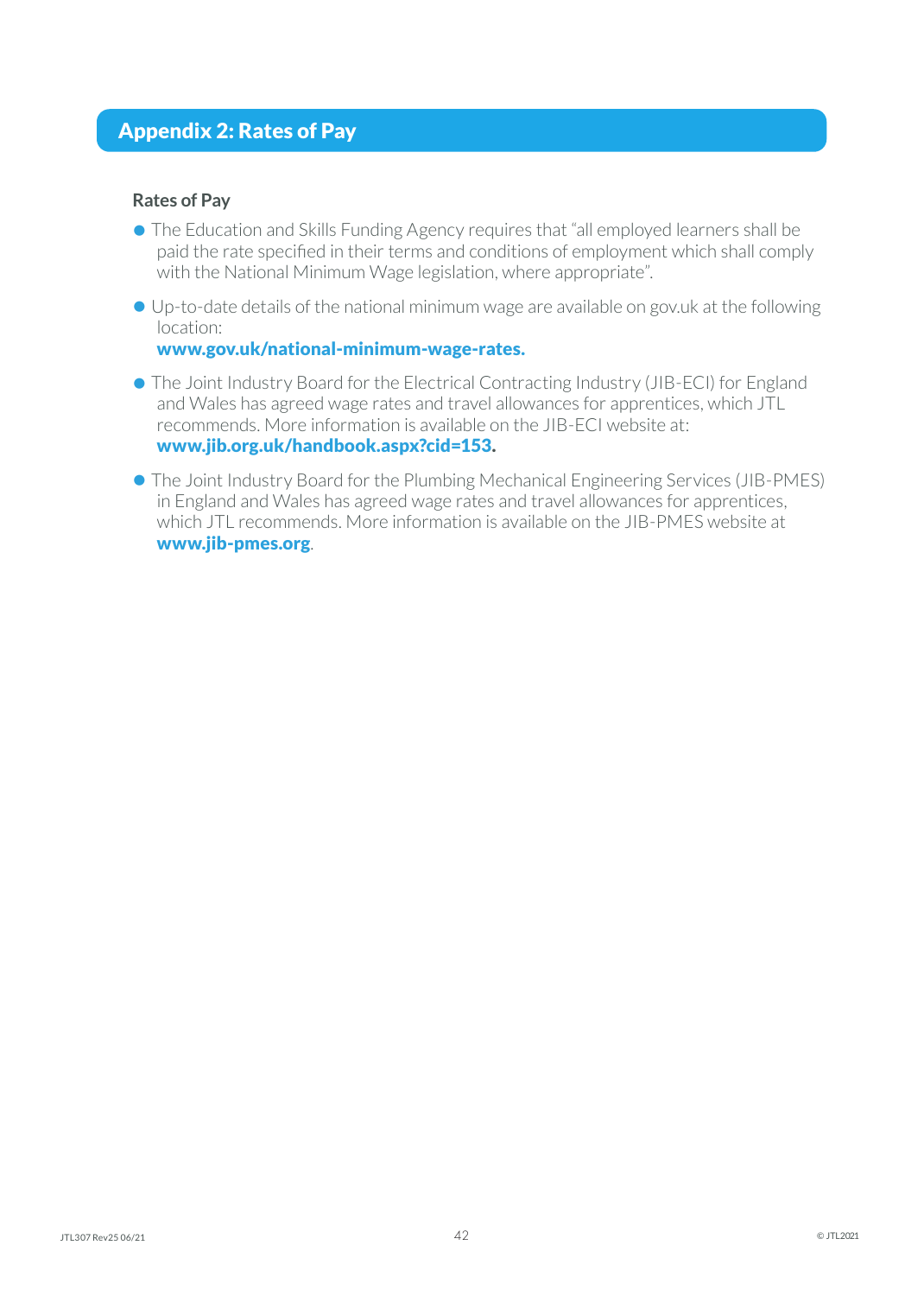## Appendix 2: Rates of Pay

### Rates of Pay

- The Education and Skills Funding Agency requires that "all employed learners shall be paid the rate specified in their terms and conditions of employment which shall comply with the National Minimum Wage legislation, where appropriate".
- Up-to-date details of the national minimum wage are available on gov.uk at the following location:
  **www.gov.uk/national-minimum-wage-rates.**
- The Joint Industry Board for the Electrical Contracting Industry (JIB-ECI) for England and Wales has agreed wage rates and travel allowances for apprentices, which JTL recommends. More information is available on the JIB-ECI website at:
  **www.jib.org.uk/handbook.aspx?cid=153.**
- The Joint Industry Board for the Plumbing Mechanical Engineering Services (JIB-PMES) in England and Wales has agreed wage rates and travel allowances for apprentices, which JTL recommends. More information is available on the JIB-PMES website at **www.jib-pmes.org**.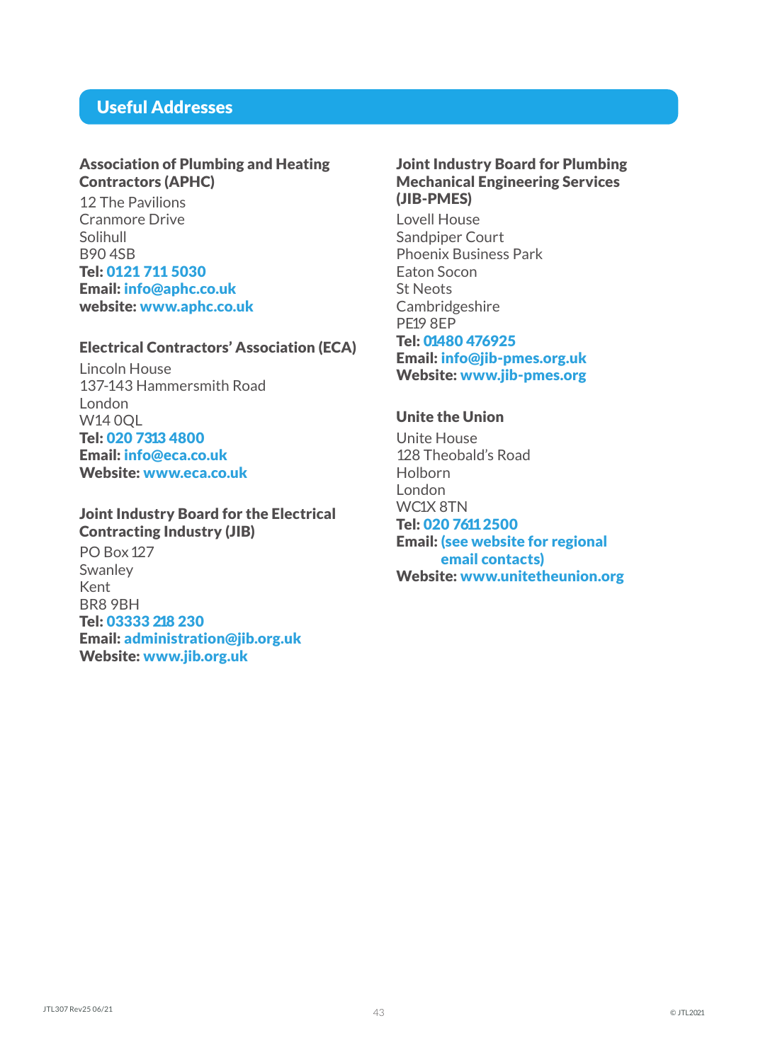## Useful Addresses

### Association of Plumbing and Heating Contractors (APHC)

12 The Pavilions
Cranmore Drive
Solihull
B90 4SB
**Tel:** 0121 711 5030
**Email:** info@aphc.co.uk
**website:** www.aphc.co.uk

### Electrical Contractors' Association (ECA)

Lincoln House
137-143 Hammersmith Road
London
W14 0QL
**Tel:** 020 7313 4800
**Email:** info@eca.co.uk
**Website:** www.eca.co.uk

### Joint Industry Board for the Electrical Contracting Industry (JIB)

PO Box 127
Swanley
Kent
BR8 9BH
**Tel:** 03333 218 230
**Email:** administration@jib.org.uk
**Website:** www.jib.org.uk

### Joint Industry Board for Plumbing Mechanical Engineering Services (JIB-PMES)

Lovell House
Sandpiper Court
Phoenix Business Park
Eaton Socon
St Neots
Cambridgeshire
PE19 8EP
**Tel:** 01480 476925
**Email:** info@jib-pmes.org.uk
**Website:** www.jib-pmes.org

### Unite the Union

Unite House
128 Theobald's Road
Holborn
London
WC1X 8TN
**Tel:** 020 7611 2500
**Email:** (see website for regional email contacts)
**Website:** www.unitetheunion.org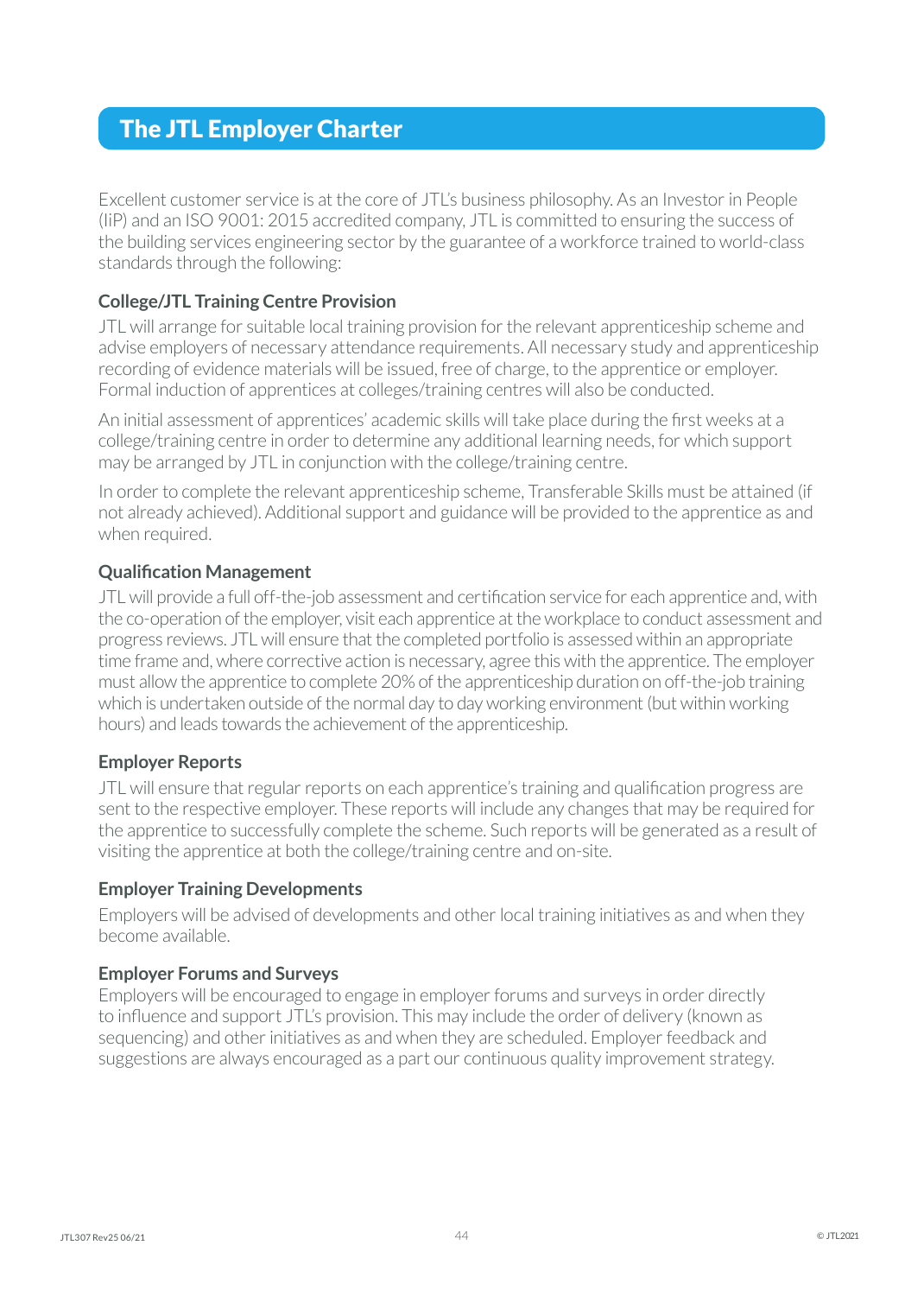## The JTL Employer Charter

Excellent customer service is at the core of JTL's business philosophy. As an Investor in People (IiP) and an ISO 9001: 2015 accredited company, JTL is committed to ensuring the success of the building services engineering sector by the guarantee of a workforce trained to world-class standards through the following:

### College/JTL Training Centre Provision

JTL will arrange for suitable local training provision for the relevant apprenticeship scheme and advise employers of necessary attendance requirements. All necessary study and apprenticeship recording of evidence materials will be issued, free of charge, to the apprentice or employer. Formal induction of apprentices at colleges/training centres will also be conducted.

An initial assessment of apprentices' academic skills will take place during the first weeks at a college/training centre in order to determine any additional learning needs, for which support may be arranged by JTL in conjunction with the college/training centre.

In order to complete the relevant apprenticeship scheme, Transferable Skills must be attained (if not already achieved). Additional support and guidance will be provided to the apprentice as and when required.

### Qualification Management

JTL will provide a full off-the-job assessment and certification service for each apprentice and, with the co-operation of the employer, visit each apprentice at the workplace to conduct assessment and progress reviews. JTL will ensure that the completed portfolio is assessed within an appropriate time frame and, where corrective action is necessary, agree this with the apprentice. The employer must allow the apprentice to complete 20% of the apprenticeship duration on off-the-job training which is undertaken outside of the normal day to day working environment (but within working hours) and leads towards the achievement of the apprenticeship.

### Employer Reports

JTL will ensure that regular reports on each apprentice's training and qualification progress are sent to the respective employer. These reports will include any changes that may be required for the apprentice to successfully complete the scheme. Such reports will be generated as a result of visiting the apprentice at both the college/training centre and on-site.

### Employer Training Developments

Employers will be advised of developments and other local training initiatives as and when they become available.

### Employer Forums and Surveys

Employers will be encouraged to engage in employer forums and surveys in order directly to influence and support JTL's provision. This may include the order of delivery (known as sequencing) and other initiatives as and when they are scheduled. Employer feedback and suggestions are always encouraged as a part our continuous quality improvement strategy.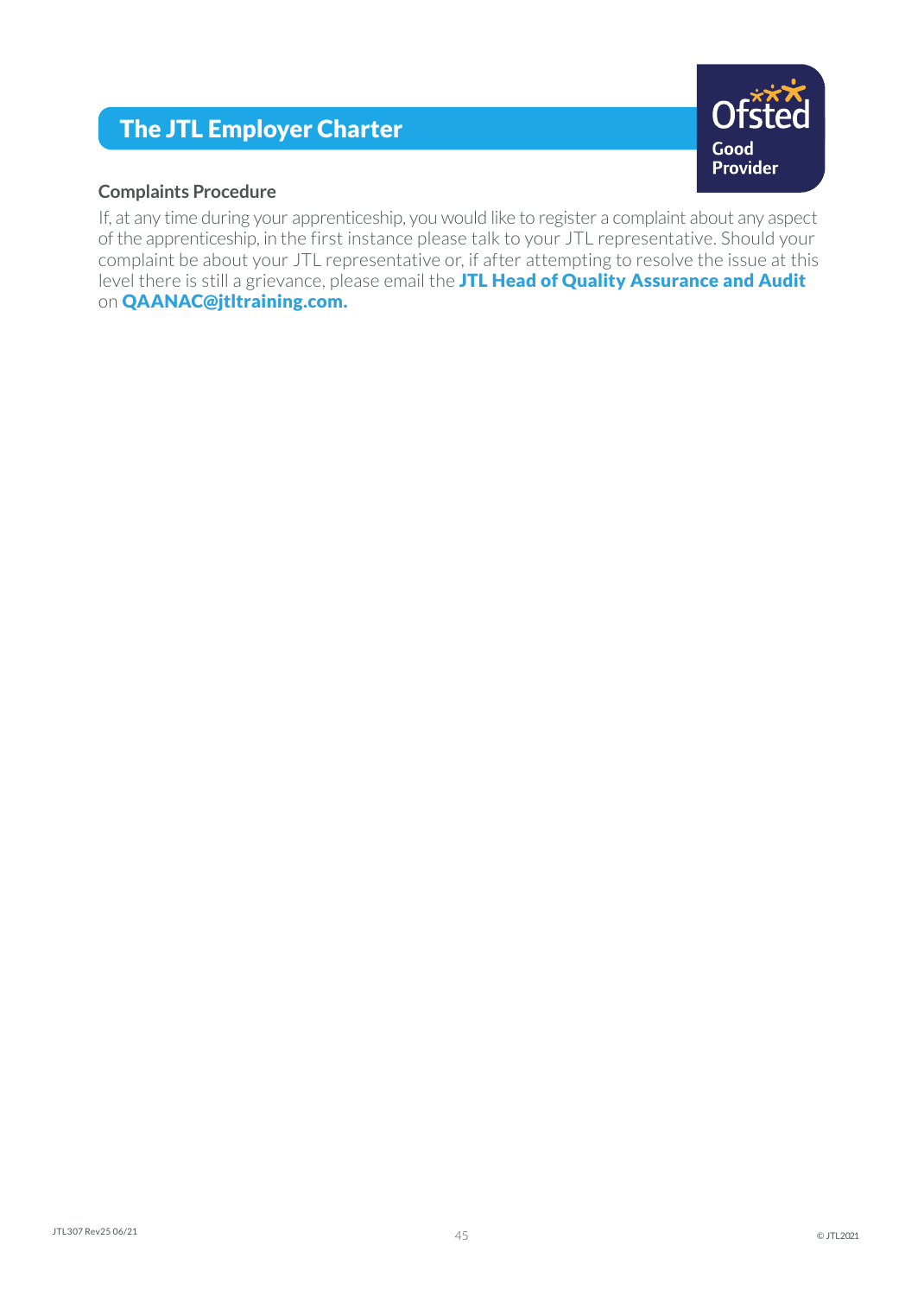# The JTL Employer Charter

Ofsted Good Provider

## Complaints Procedure

If, at any time during your apprenticeship, you would like to register a complaint about any aspect of the apprenticeship, in the first instance please talk to your JTL representative. Should your complaint be about your JTL representative or, if after attempting to resolve the issue at this level there is still a grievance, please email the **JTL Head of Quality Assurance and Audit** on **QAANAC@jtltraining.com.**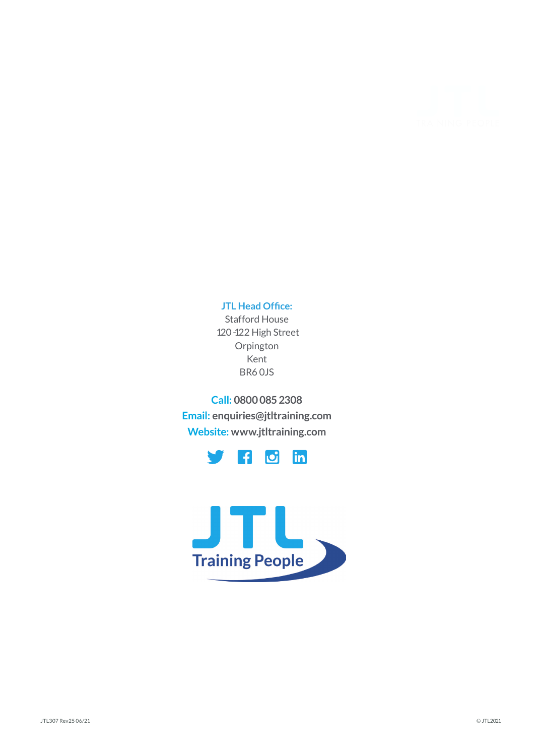**JTL Head Office:**
Stafford House
120-122 High Street
Orpington
Kent
BR6 0JS

**Call:** 0800 085 2308
**Email:** enquiries@jtltraining.com
**Website:** www.jtltraining.com

JTL
Training People

JTL307 Rev25 06/21

© JTL2021